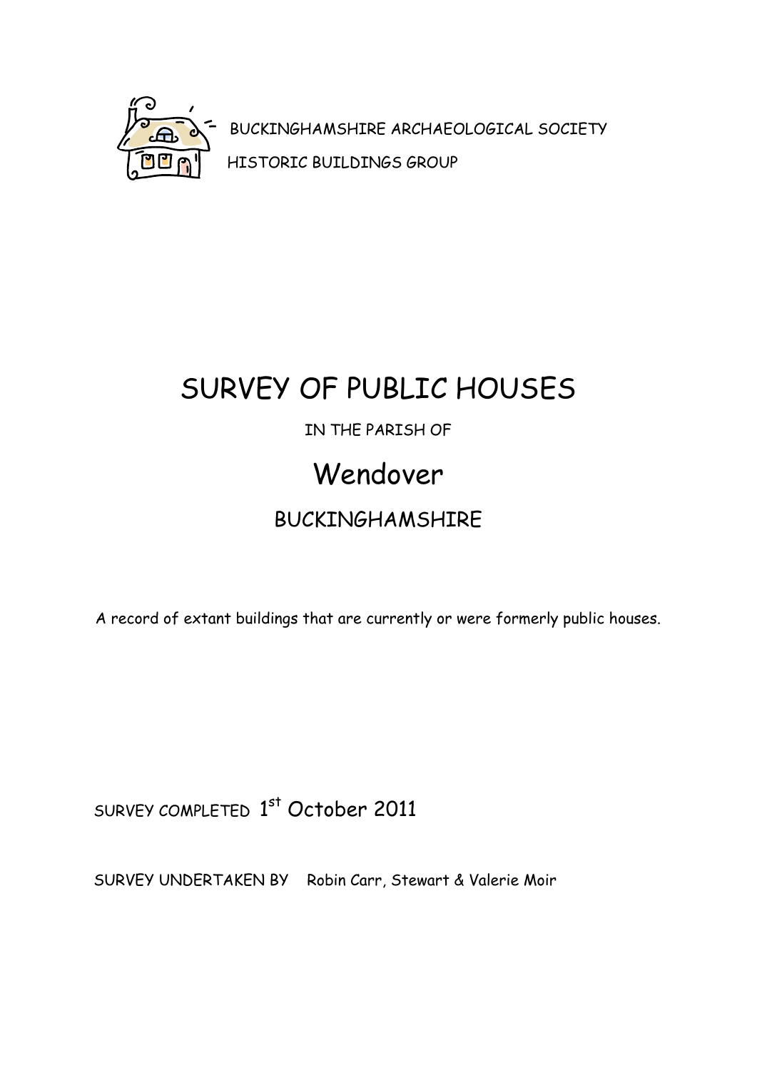BUCKINGHAMSHIRE ARCHAEOLOGICAL SOCIETY

HISTORIC BUILDINGS GROUP

# SURVEY OF PUBLIC HOUSES

IN THE PARISH OF

# Wendover

## BUCKINGHAMSHIRE

A record of extant buildings that are currently or were formerly public houses.

SURVEY COMPLETED 1st October 2011

SURVEY UNDERTAKEN BY Robin Carr, Stewart & Valerie Moir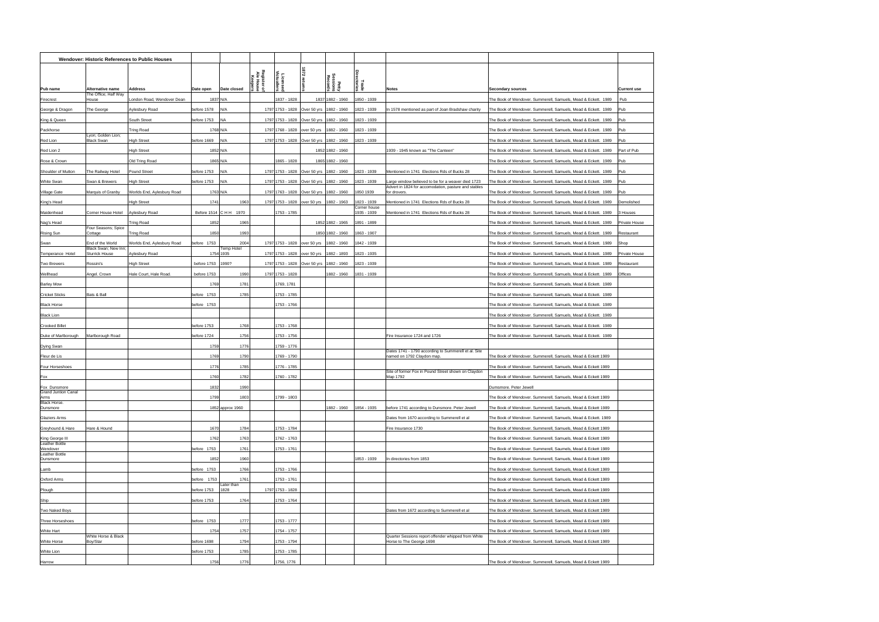| Wendover: Historic References to Public Houses | | | | | | | | | | | | |
|---|---|---|---|---|---|---|---|---|---|---|---|---|
| Pub name | Alternative name | Address | Date open | Date closed | Register of Ale House Keepers | Licensed Victuallers | 1872 returns | Petty Sessions Records | Trade Directories | Notes | Secondary sources | Current use |
| Firecrest | The Office; Half Way House | London Road, Wendover Dean | 1837 | N/A | | 1837 - 1828 | 1837 | 1882 - 1960 | 1850 - 1939 | | The Book of Wendover. Summerell, Samuels, Mead & Eckett. 1989 | Pub |
| George & Dragon | The George | Aylesbury Road | before 1578 | N/A | 1797 | 1753 - 1828 | Over 50 yrs | 1882 - 1960 | 1823 - 1939 | In 1578 mentioned as part of Joan Bradshaw charity | The Book of Wendover. Summerell, Samuels, Mead & Eckett. 1989 | Pub |
| King & Queen | | South Street | before 1753 | NA | 1797 | 1753 - 1828 | Over 50 yrs | 1882 - 1960 | 1823 - 1939 | | The Book of Wendover. Summerell, Samuels, Mead & Eckett. 1989 | Pub |
| Packhorse | | Tring Road | 1768 | N/A | 1797 | 1768 - 1828 | over 50 yrs | 1882 - 1960 | 1823 - 1939 | | The Book of Wendover. Summerell, Samuels, Mead & Eckett. 1989 | Pub |
| Red Lion | Lyon; Golden Lion; Black Swan | High Street | before 1669 | N/A | 1797 | 1753 - 1828 | Over 50 yrs | 1882 - 1960 | 1823 - 1939 | | The Book of Wendover. Summerell, Samuels, Mead & Eckett. 1989 | Pub |
| Red Lion 2 | | High Street | 1852 | N/A | | | 1852 | 1882 - 1960 | | 1939 - 1945 known as "The Canteen" | The Book of Wendover. Summerell, Samuels, Mead & Eckett. 1989 | Part of Pub |
| Rose & Crown | | Old Tring Road | 1865 | N/A | | 1865 - 1828 | 1865 | 1882 - 1960 | | | The Book of Wendover. Summerell, Samuels, Mead & Eckett. 1989 | Pub |
| Shoulder of Mutton | The Railway Hotel | Pound Street | before 1753 | N/A | 1797 | 1753 - 1828 | Over 50 yrs | 1882 - 1960 | 1823 - 1939 | Mentioned in 1741 Elections Rds of Bucks 28 | The Book of Wendover. Summerell, Samuels, Mead & Eckett. 1989 | Pub |
| White Swan | Swan & Brewers | High Street | before 1753 | N/A | 1797 | 1753 - 1828 | Over 50 yrs | 1882 - 1960 | 1823 - 1939 | Large window believed to be for a weaver died 1723 | The Book of Wendover. Summerell, Samuels, Mead & Eckett. 1989 | Pub |
| Village Gate | Marquis of Granby | Worlds End, Aylesbury Road | 1763 | N/A | 1797 | 1763 - 1828 | Over 50 yrs | 1882 - 1960 | 1850 1939 | Advert in 1824 for accomodation, pasture and stables for drovers. | The Book of Wendover. Summerell, Samuels, Mead & Eckett. 1989 | Pub |
| King's Head | | High Street | 1741 | 1963 | 1797 | 1753 - 1828 | over 50 yrs | 1882 - 1963 | 1823 - 1939 | Mentioned in 1741 Elections Rds of Bucks 28 | The Book of Wendover. Summerell, Samuels, Mead & Eckett. 1989 | Demolished |
| Maidenhead | Corner House Hotel | Aylesbury Road | Before 1514 | C H H 1970 | | 1753 - 1785 | | | Corner house 1935 - 1939 | Mentioned in 1741 Elections Rds of Bucks 28 | The Book of Wendover. Summerell, Samuels, Mead & Eckett. 1989 | 3 Houses |
| Nag's Head | | Tring Road | 1852 | 1965 | | | 1852 | 1882 - 1965 | 1891 - 1899 | | The Book of Wendover. Summerell, Samuels, Mead & Eckett. 1989 | Private House |
| Rising Sun | Four Seasons; Spice Cottage | Tring Road | 1850 | 1993 | | | 1850 | 1882 - 1960 | 1863 - 1907 | | The Book of Wendover. Summerell, Samuels, Mead & Eckett. 1989 | Restaurant |
| Swan | End of the World | Worlds End, Aylesbury Road | before 1753 | 2004 | 1797 | 1753 - 1828 | over 50 yrs | 1882 - 1960 | 1842 - 1939 | | The Book of Wendover. Summerell, Samuels, Mead & Eckett. 1989 | Shop |
| Temperance Hotel | Black Swan; New Inn; Sturrick House | Aylesbury Road | 1754 | Temp Hotel 1935 | 1797 | 1753 - 1828 | over 50 yrs | 1882 - 1893 | 1823 - 1935 | | The Book of Wendover. Summerell, Samuels, Mead & Eckett. 1989 | Private House |
| Two Brewers | Rossini's | High Street | before 1753 | 1990? | 1797 | 1753 - 1828 | Over 50 yrs | 1882 - 1960 | 1823 - 1939 | | The Book of Wendover. Summerell, Samuels, Mead & Eckett. 1989 | Restaurant |
| Wellhead | Angel. Crown | Hale Court, Hale Road. | before 1753 | 1990 | 1797 | 1753 - 1828 | | 1882 - 1960 | 1831 - 1939 | | The Book of Wendover. Summerell, Samuels, Mead & Eckett. 1989 | Offices |
| Barley Mow | | | 1769 | 1781 | | 1769, 1781 | | | | | The Book of Wendover. Summerell, Samuels, Mead & Eckett. 1989 | |
| Cricket Sticks | Bats & Ball | | before 1753 | 1785 | | 1753 - 1785 | | | | | The Book of Wendover. Summerell, Samuels, Mead & Eckett. 1989 | |
| Black Horse | | | before 1753 | | | 1753 - 1766 | | | | | The Book of Wendover. Summerell, Samuels, Mead & Eckett. 1989 | |
| Black Lion | | | | | | | | | | | The Book of Wendover. Summerell, Samuels, Mead & Eckett. 1989 | |
| Crooked Billet | | | before 1753 | 1768 | | 1753 - 1768 | | | | | The Book of Wendover. Summerell, Samuels, Mead & Eckett. 1989 | |
| Duke of Marlborough | Marlborough Road | | before 1724 | 1756 | | 1753 - 1756 | | | | Fire Insurance 1724 and 1726 | The Book of Wendover. Summerell, Samuels, Mead & Eckett. 1989 | |
| Dying Swan | | | 1759 | 1776 | | 1759 - 1776 | | | | | | |
| Fleur de Lis | | | 1769 | 1790 | | 1769 - 1790 | | | | Dates 1741 - 1790 according to Summerell et al. Site named on 1792 Claydon map. | The Book of Wendover. Summerell, Samuels, Mead & Eckett 1989 | |
| Four Horseshoes | | | 1776 | 1785 | | 1776 - 1785 | | | | | The Book of Wendover. Summerell, Samuels, Mead & Eckett 1989 | |
| Fox | | | 1760 | 1782 | | 1760 - 1782 | | | | Site of former Fox in Pound Street shown on Claydon Map 1792 | The Book of Wendover. Summerell, Samuels, Mead & Eckett 1989 | |
| Fox Dunsmore | | | 1832 | 1990 | | | | | | | Dunsmore. Peter Jewell | |
| Grand Juntion Canal Arms | | | 1799 | 1803 | | 1799 - 1803 | | | | | The Book of Wendover. Summerell, Samuels, Mead & Eckett 1989 | |
| Black Horse. Dunsmore | | | 1852 | approx 1960 | | | | 1882 - 1960 | 1854 - 1935 | before 1741 according to Dunsmore. Peter Jewell | The Book of Wendover. Summerell, Samuels, Mead & Eckett 1989 | |
| Glaziers Arms | | | | | | | | | | Dates from 1670 according to Summerell et al | The Book of Wendover. Summerell, Samuels, Mead & Eckett. 1989 | |
| Greyhound & Hare | Hare & Hound | | 1670 | 1784 | | 1753 - 1784 | | | | Fire Insurance 1730 | The Book of Wendover. Summerell, Samuels, Mead & Eckett 1989 | |
| King George III | | | 1762 | 1763 | | 1762 - 1763 | | | | | The Book of Wendover. Summerell, Samuels, Mead & Eckett 1989 | |
| Leather Bottle Wendover | | | before 1753 | 1761 | | 1753 - 1761 | | | | | The Book of Wendover. Summerell, Saumels, Mead & Eckett 1989 | |
| Leather Bottle Dunsmore | | | 1852 | 1960 | | | | | 1853 - 1939 | In directories from 1853 | The Book of Wendover. Summerell, Samuels, Mead & Eckett 1989 | |
| Lamb | | | before 1753 | 1766 | | 1753 - 1766 | | | | | The Book of Wendover. Summerell, Samuels, Mead & Eckett 1989 | |
| Oxford Arms | | | before 1753 | 1761 | | 1753 - 1761 | | | | | The Book of Wendover. Summerell, Samuels, Mead & Eckett 1989 | |
| Plough | | | before 1753 | Later than 1828 | 1797 | 1753 - 1828 | | | | | The Book of Wendover. Summerell, Samuels, Mead & Eckett 1989 | |
| Ship | | | before 1753 | 1764 | | 1753 - 1764 | | | | | The Book of Wendover. Summerell, Samuels, Mead & Eckett 1989 | |
| Two Naked Boys | | | | | | | | | | Dates from 1672 according to Summerell et al | The Book of Wendover. Summerell, Samuels, Mead & Eckett 1989 | |
| Three Horseshoes | | | before 1753 | 1777 | | 1753 - 1777 | | | | | The Book of Wendover. Summerell, Samuels, Mead & Eckett 1989 | |
| White Hart | | | 1754 | 1757 | | 1754 - 1757 | | | | | The Book of Wendover. Summerell, Samuels, Mead & Eckett 1989 | |
| White Horse | White Horse & Black Boy/Star | | before 1698 | 1794 | | 1753 - 1794 | | | | Quarter Sessions report offender whipped from White Horse to The George 1698 | The Book of Wendover. Summerell, Samuels, Mead & Eckett 1989 | |
| White Lion | | | before 1753 | 1785 | | 1753 - 1785 | | | | | | |
| Harrow | | | 1756 | 1776 | | 1756, 1776 | | | | | The Book of Wendover. Summerell, Samuels, Mead & Eckett 1989 | |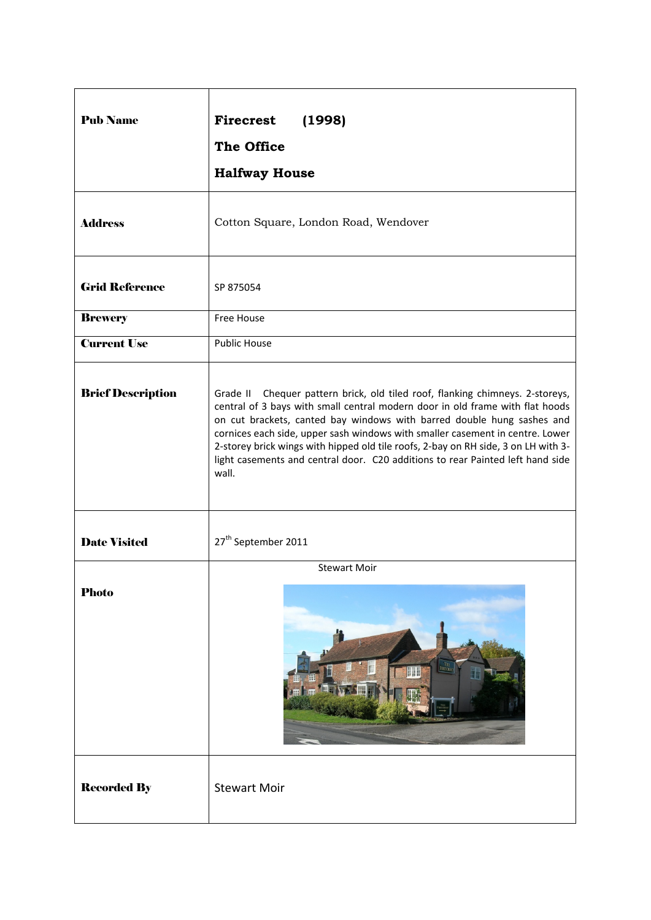| | |
|---|---|
| **Pub Name** | **Firecrest (1998)**<br>**The Office**<br>**Halfway House** |
| **Address** | Cotton Square, London Road, Wendover |
| **Grid Reference** | SP 875054 |
| **Brewery** | Free House |
| **Current Use** | Public House |
| **Brief Description** | Grade II Chequer pattern brick, old tiled roof, flanking chimneys. 2-storeys, central of 3 bays with small central modern door in old frame with flat hoods on cut brackets, canted bay windows with barred double hung sashes and cornices each side, upper sash windows with smaller casement in centre. Lower 2-storey brick wings with hipped old tile roofs, 2-bay on RH side, 3 on LH with 3-light casements and central door. C20 additions to rear Painted left hand side wall. |
| **Date Visited** | 27th September 2011 |
| **Photo** | Stewart Moir |
| **Recorded By** | Stewart Moir |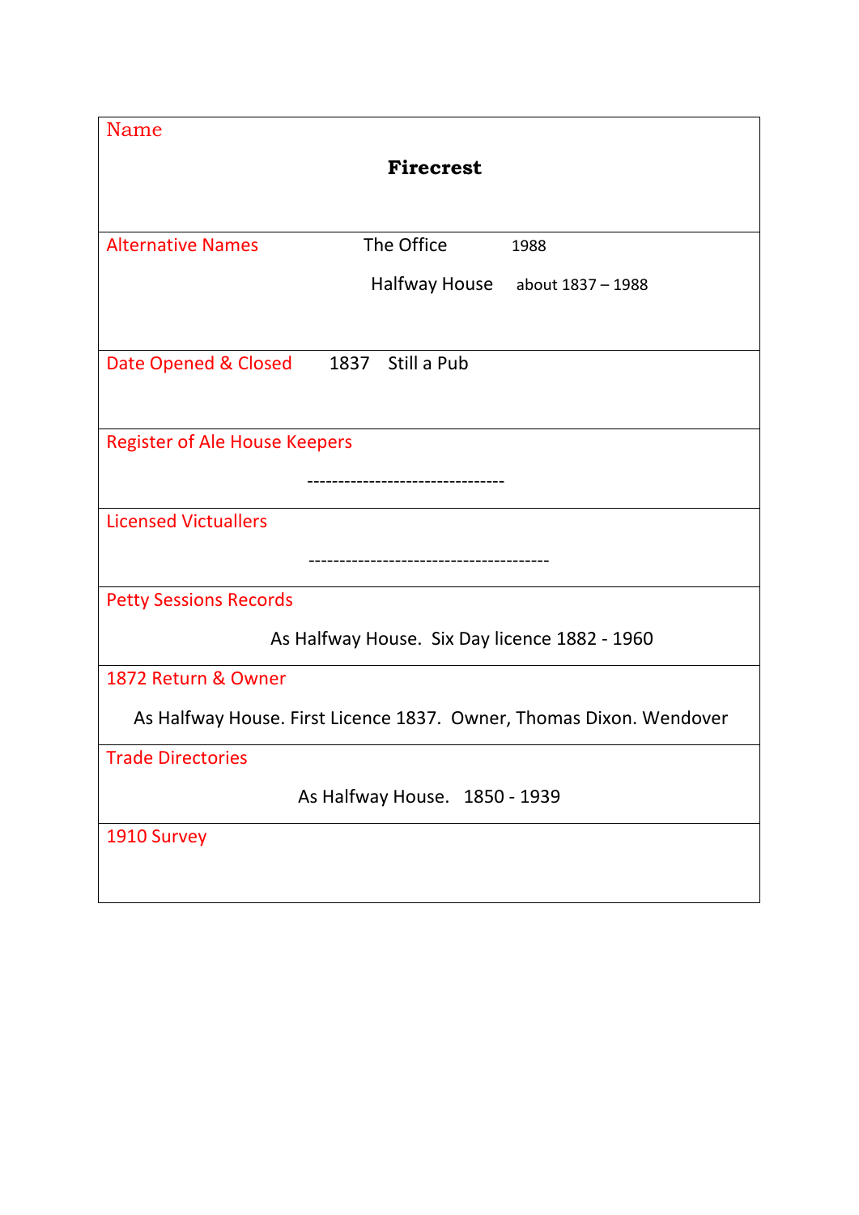| Name | |
| --- | --- |
| | **Firecrest** |
| Alternative Names | The Office 1988<br>Halfway House about 1837 – 1988 |
| Date Opened & Closed | 1837 Still a Pub |
| Register of Ale House Keepers | -------------------------------- |
| Licensed Victuallers | --------------------------------------- |
| Petty Sessions Records | As Halfway House. Six Day licence 1882 - 1960 |
| 1872 Return & Owner | As Halfway House. First Licence 1837. Owner, Thomas Dixon. Wendover |
| Trade Directories | As Halfway House. 1850 - 1939 |
| 1910 Survey | |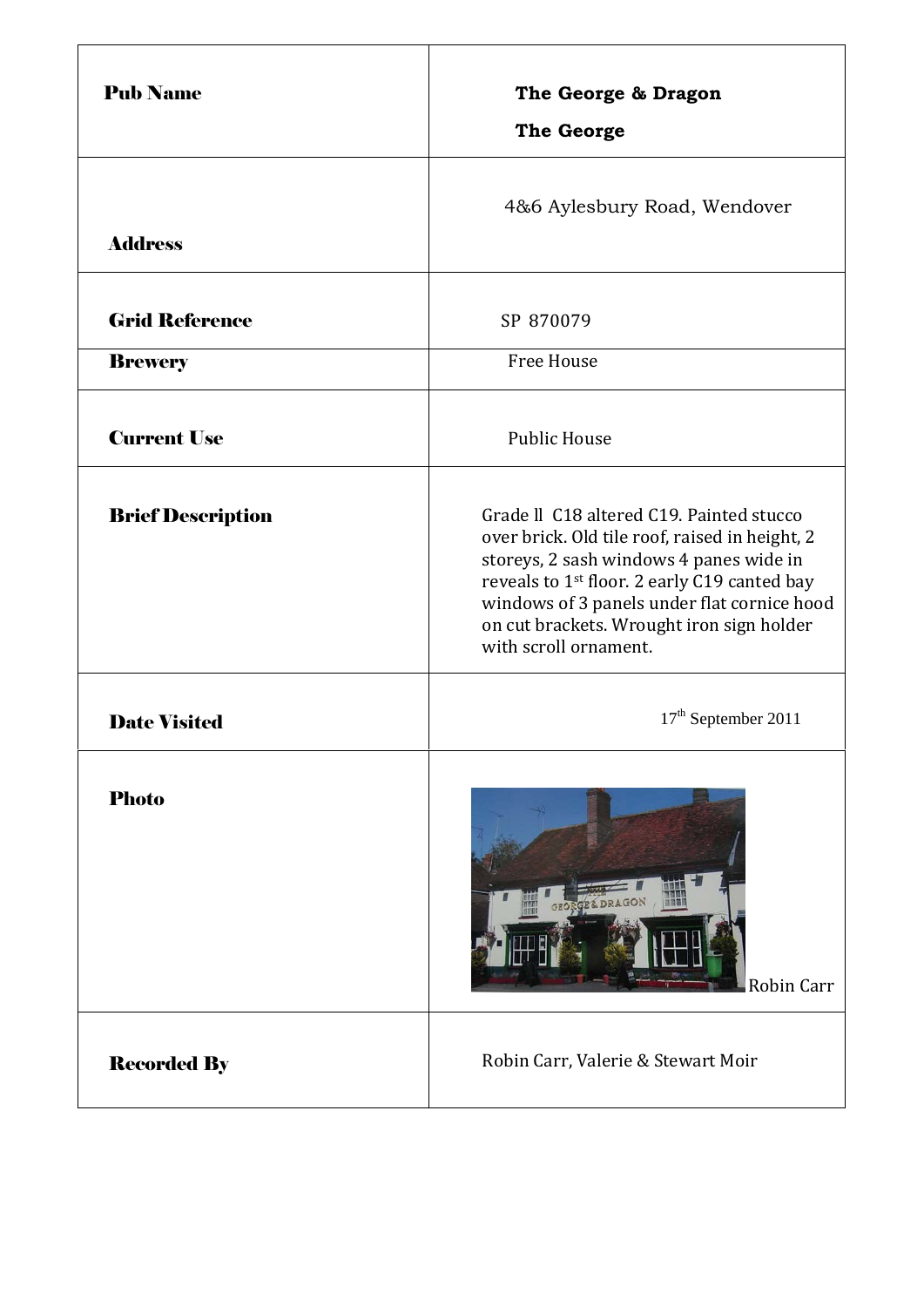| | |
|---|---|
| **Pub Name** | **The George & Dragon**<br>**The George** |
| **Address** | 4&6 Aylesbury Road, Wendover |
| **Grid Reference** | SP 870079 |
| **Brewery** | Free House |
| **Current Use** | Public House |
| **Brief Description** | Grade ll C18 altered C19. Painted stucco over brick. Old tile roof, raised in height, 2 storeys, 2 sash windows 4 panes wide in reveals to 1st floor. 2 early C19 canted bay windows of 3 panels under flat cornice hood on cut brackets. Wrought iron sign holder with scroll ornament. |
| **Date Visited** | 17th September 2011 |
| **Photo** | Robin Carr |
| **Recorded By** | Robin Carr, Valerie & Stewart Moir |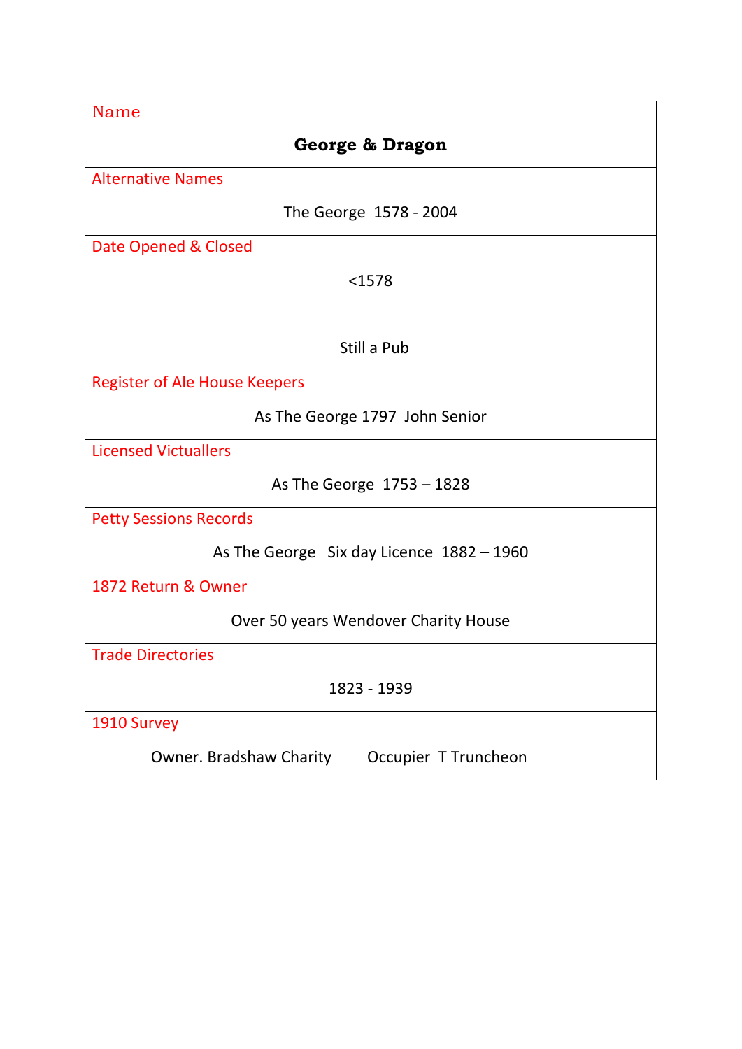| Name |
| --- |
| **George & Dragon** |
| Alternative Names |
| The George 1578 - 2004 |
| Date Opened & Closed |
| <1578<br><br>Still a Pub |
| Register of Ale House Keepers |
| As The George 1797 John Senior |
| Licensed Victuallers |
| As The George 1753 – 1828 |
| Petty Sessions Records |
| As The George Six day Licence 1882 – 1960 |
| 1872 Return & Owner |
| Over 50 years Wendover Charity House |
| Trade Directories |
| 1823 - 1939 |
| 1910 Survey |
| Owner. Bradshaw Charity Occupier T Truncheon |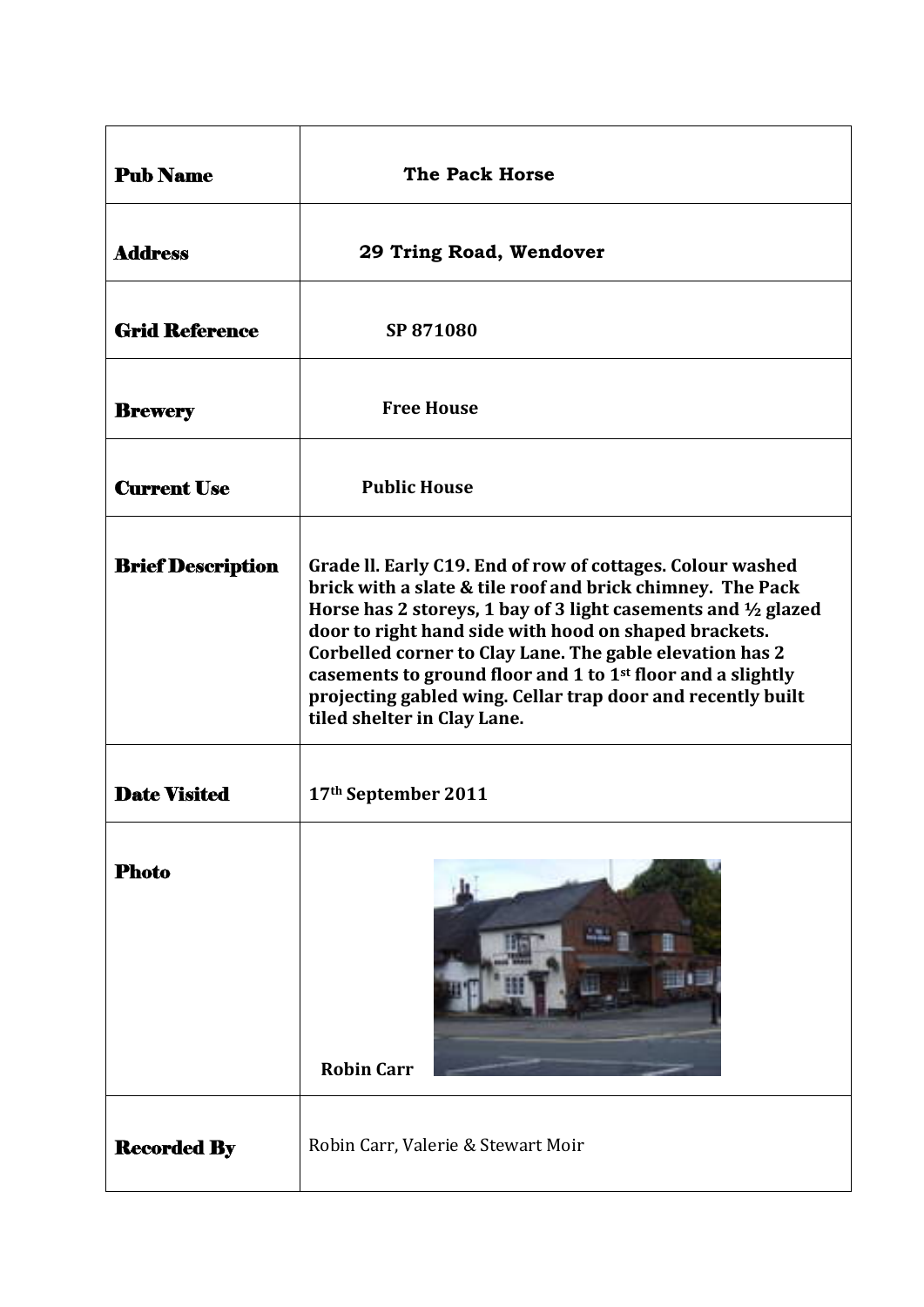| | |
|---|---|
| **Pub Name** | **The Pack Horse** |
| **Address** | **29 Tring Road, Wendover** |
| **Grid Reference** | **SP 871080** |
| **Brewery** | **Free House** |
| **Current Use** | **Public House** |
| **Brief Description** | **Grade ll. Early C19. End of row of cottages. Colour washed brick with a slate & tile roof and brick chimney. The Pack Horse has 2 storeys, 1 bay of 3 light casements and ½ glazed door to right hand side with hood on shaped brackets. Corbelled corner to Clay Lane. The gable elevation has 2 casements to ground floor and 1 to 1st floor and a slightly projecting gabled wing. Cellar trap door and recently built tiled shelter in Clay Lane.** |
| **Date Visited** | **17th September 2011** |
| **Photo** | **Robin Carr** |
| **Recorded By** | Robin Carr, Valerie & Stewart Moir |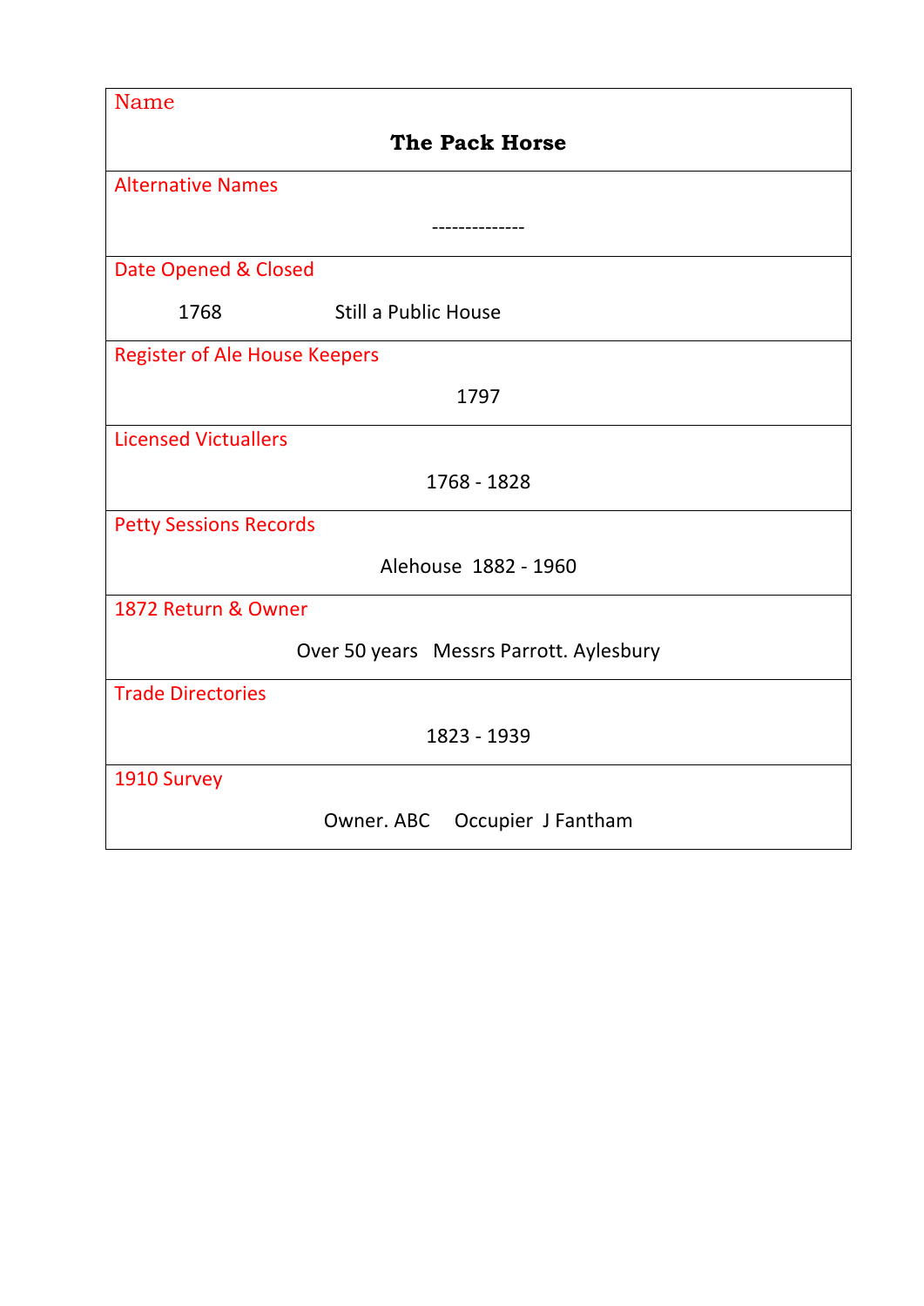| Name |
|---|
| **The Pack Horse** |
| Alternative Names |
| -------------- |
| Date Opened & Closed |
| 1768 Still a Public House |
| Register of Ale House Keepers |
| 1797 |
| Licensed Victuallers |
| 1768 - 1828 |
| Petty Sessions Records |
| Alehouse 1882 - 1960 |
| 1872 Return & Owner |
| Over 50 years Messrs Parrott. Aylesbury |
| Trade Directories |
| 1823 - 1939 |
| 1910 Survey |
| Owner. ABC Occupier J Fantham |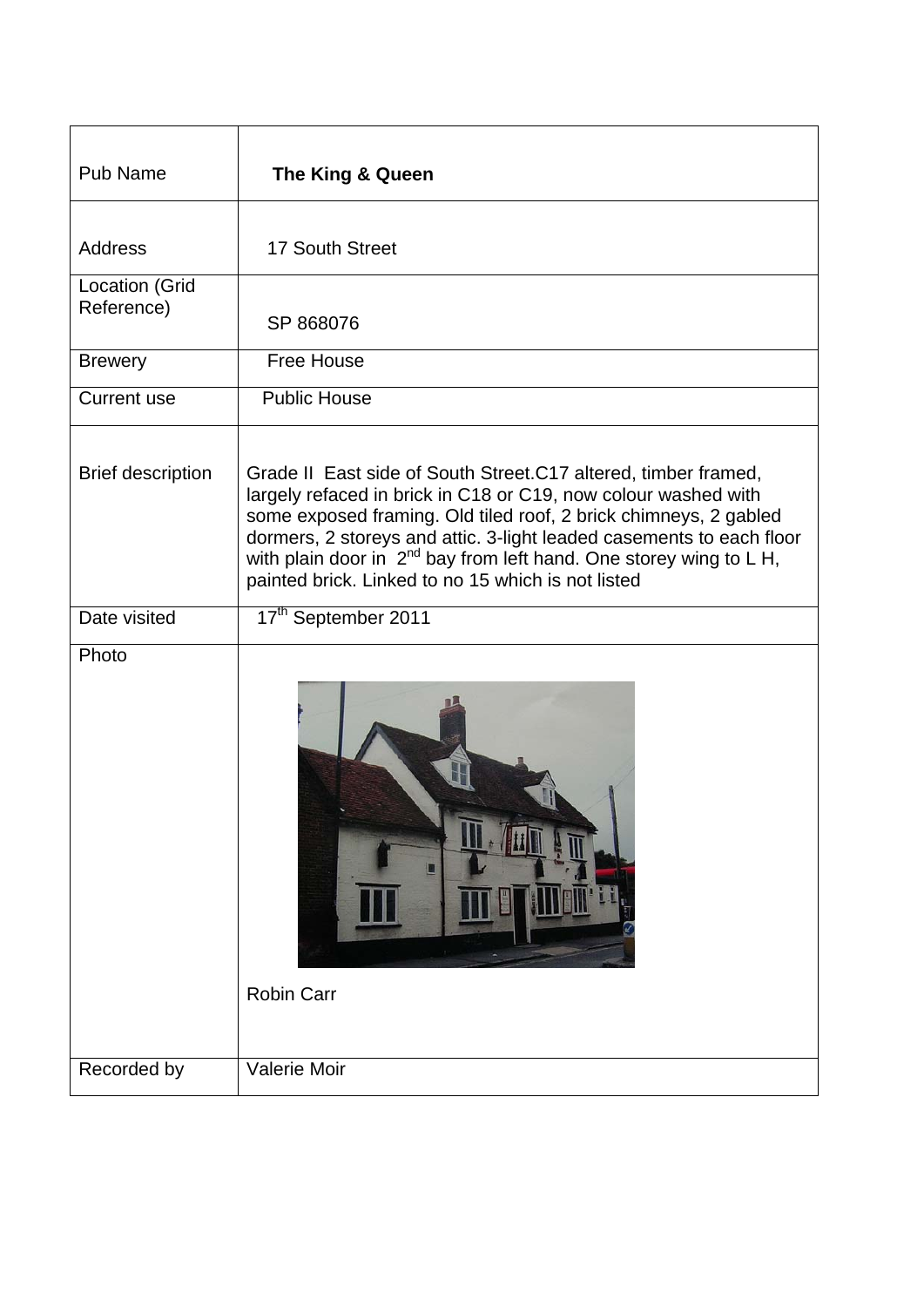| Pub Name | **The King & Queen** |
|---|---|
| Address | 17 South Street |
| Location (Grid Reference) | SP 868076 |
| Brewery | Free House |
| Current use | Public House |
| Brief description | Grade II East side of South Street.C17 altered, timber framed, largely refaced in brick in C18 or C19, now colour washed with some exposed framing. Old tiled roof, 2 brick chimneys, 2 gabled dormers, 2 storeys and attic. 3-light leaded casements to each floor with plain door in 2nd bay from left hand. One storey wing to L H, painted brick. Linked to no 15 which is not listed |
| Date visited | 17th September 2011 |
| Photo | Robin Carr |
| Recorded by | Valerie Moir |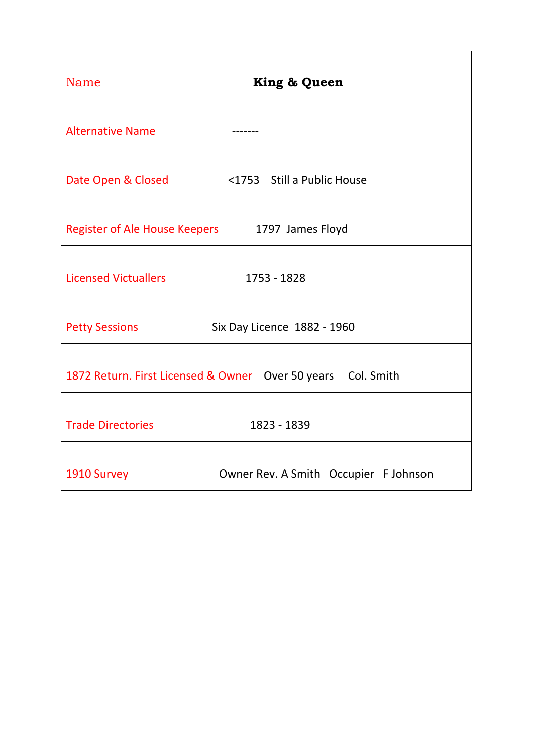| Name | **King & Queen** |
|---|---|
| Alternative Name | ------- |
| Date Open & Closed | <1753 Still a Public House |
| Register of Ale House Keepers | 1797 James Floyd |
| Licensed Victuallers | 1753 - 1828 |
| Petty Sessions | Six Day Licence 1882 - 1960 |
| 1872 Return. First Licensed & Owner | Over 50 years Col. Smith |
| Trade Directories | 1823 - 1839 |
| 1910 Survey | Owner Rev. A Smith Occupier F Johnson |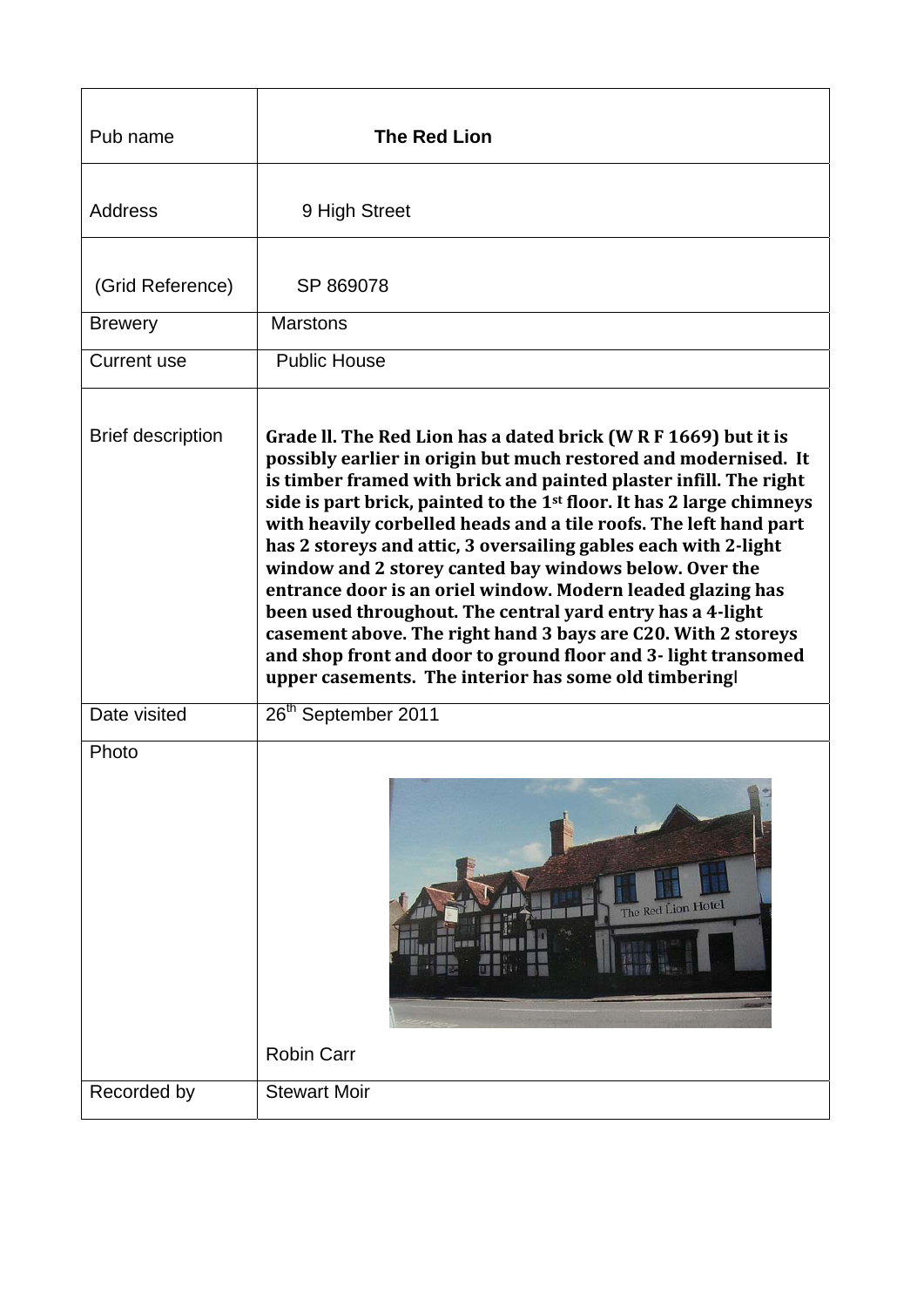| Pub name | **The Red Lion** |
|---|---|
| Address | 9 High Street |
| (Grid Reference) | SP 869078 |
| Brewery | Marstons |
| Current use | Public House |
| Brief description | **Grade ll. The Red Lion has a dated brick (W R F 1669) but it is possibly earlier in origin but much restored and modernised. It is timber framed with brick and painted plaster infill. The right side is part brick, painted to the 1st floor. It has 2 large chimneys with heavily corbelled heads and a tile roofs. The left hand part has 2 storeys and attic, 3 oversailing gables each with 2-light window and 2 storey canted bay windows below. Over the entrance door is an oriel window. Modern leaded glazing has been used throughout. The central yard entry has a 4-light casement above. The right hand 3 bays are C20. With 2 storeys and shop front and door to ground floor and 3- light transomed upper casements. The interior has some old timbering** |
| Date visited | 26th September 2011 |
| Photo | Robin Carr |
| Recorded by | Stewart Moir |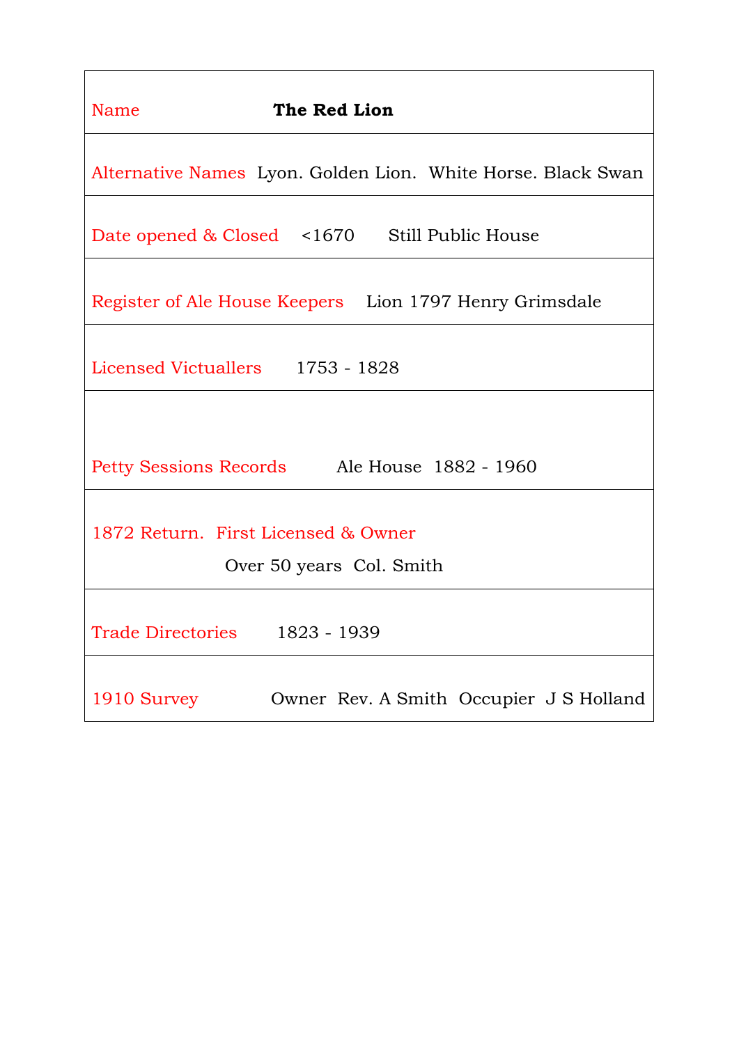| Name | **The Red Lion** |
|---|---|
| Alternative Names | Lyon. Golden Lion. White Horse. Black Swan |
| Date opened & Closed | <1670 Still Public House |
| Register of Ale House Keepers | Lion 1797 Henry Grimsdale |
| Licensed Victuallers | 1753 - 1828 |
| Petty Sessions Records | Ale House 1882 - 1960 |
| 1872 Return. First Licensed & Owner | Over 50 years Col. Smith |
| Trade Directories | 1823 - 1939 |
| 1910 Survey | Owner Rev. A Smith Occupier J S Holland |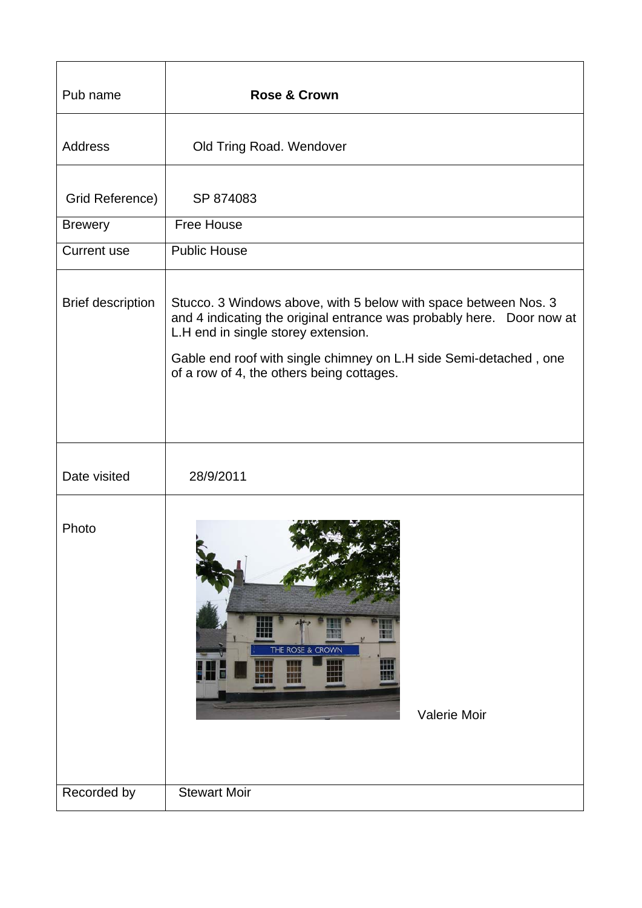| Pub name | **Rose & Crown** |
|---|---|
| Address | Old Tring Road. Wendover |
| Grid Reference) | SP 874083 |
| Brewery | Free House |
| Current use | Public House |
| Brief description | Stucco. 3 Windows above, with 5 below with space between Nos. 3 and 4 indicating the original entrance was probably here. Door now at L.H end in single storey extension. Gable end roof with single chimney on L.H side Semi-detached , one of a row of 4, the others being cottages. |
| Date visited | 28/9/2011 |
| Photo | Valerie Moir |
| Recorded by | Stewart Moir |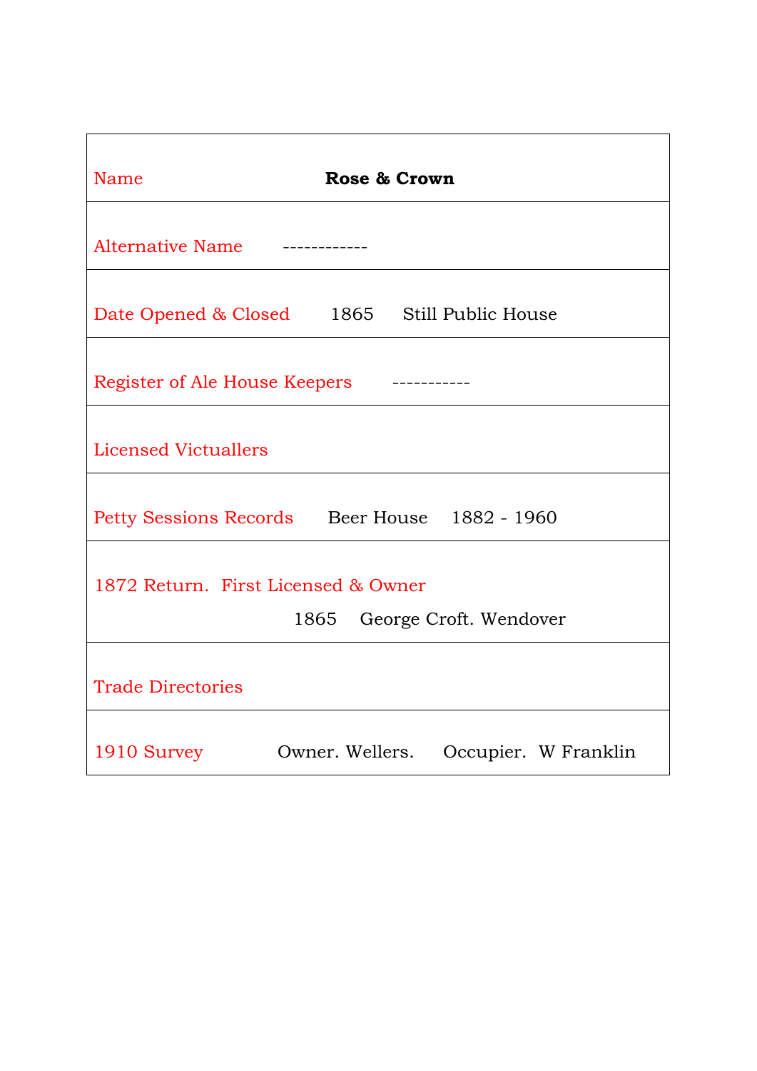| Name | **Rose & Crown** |
|---|---|
| Alternative Name | ------------ |
| Date Opened & Closed | 1865 Still Public House |
| Register of Ale House Keepers | ----------- |
| Licensed Victuallers | |
| Petty Sessions Records | Beer House 1882 - 1960 |
| 1872 Return. First Licensed & Owner | 1865 George Croft. Wendover |
| Trade Directories | |
| 1910 Survey | Owner. Wellers. Occupier. W Franklin |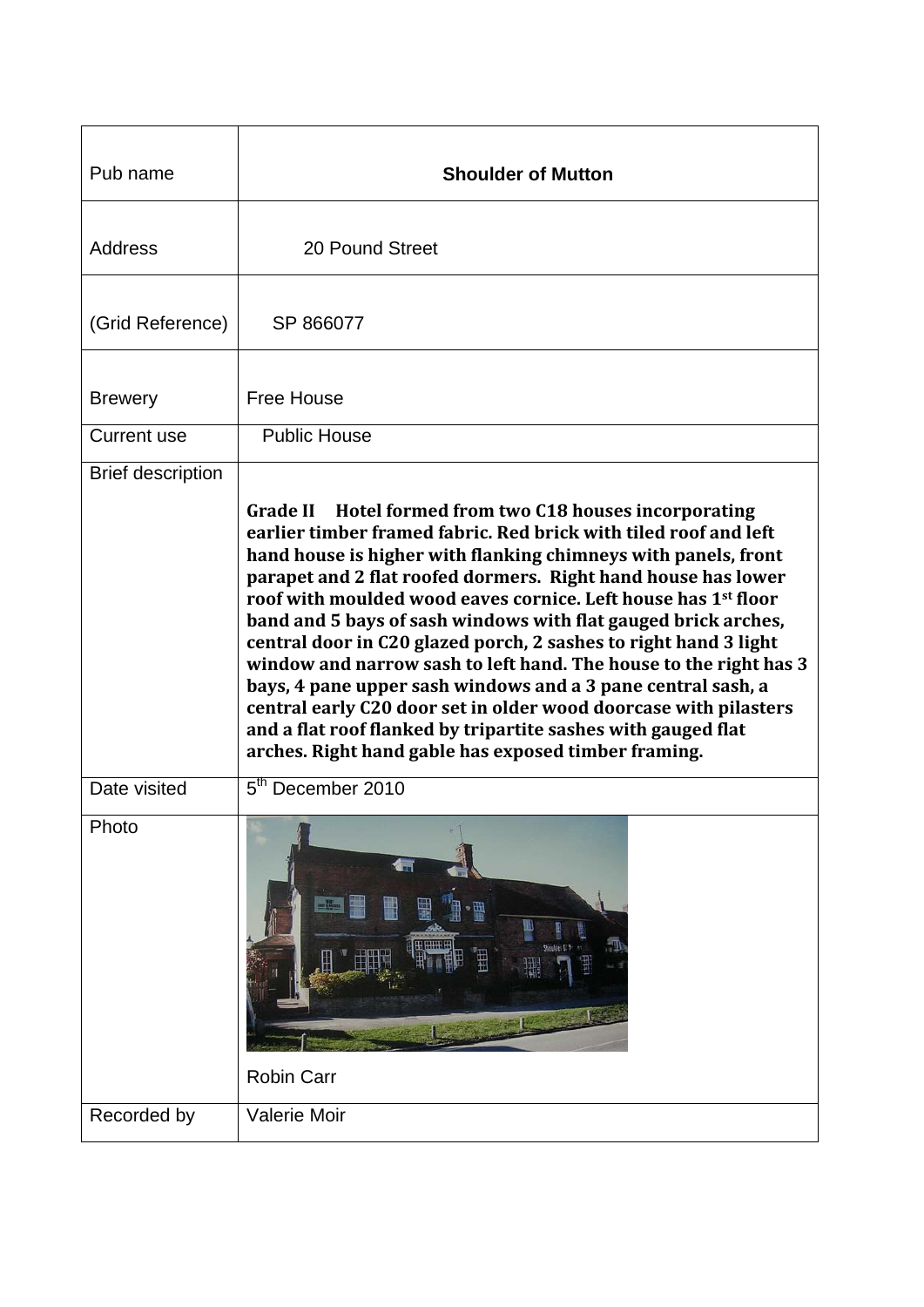| Pub name | **Shoulder of Mutton** |
|---|---|
| Address | 20 Pound Street |
| (Grid Reference) | SP 866077 |
| Brewery | Free House |
| Current use | Public House |
| Brief description | **Grade II Hotel formed from two C18 houses incorporating earlier timber framed fabric. Red brick with tiled roof and left hand house is higher with flanking chimneys with panels, front parapet and 2 flat roofed dormers. Right hand house has lower roof with moulded wood eaves cornice. Left house has 1st floor band and 5 bays of sash windows with flat gauged brick arches, central door in C20 glazed porch, 2 sashes to right hand 3 light window and narrow sash to left hand. The house to the right has 3 bays, 4 pane upper sash windows and a 3 pane central sash, a central early C20 door set in older wood doorcase with pilasters and a flat roof flanked by tripartite sashes with gauged flat arches. Right hand gable has exposed timber framing.** |
| Date visited | 5th December 2010 |
| Photo | Robin Carr |
| Recorded by | Valerie Moir |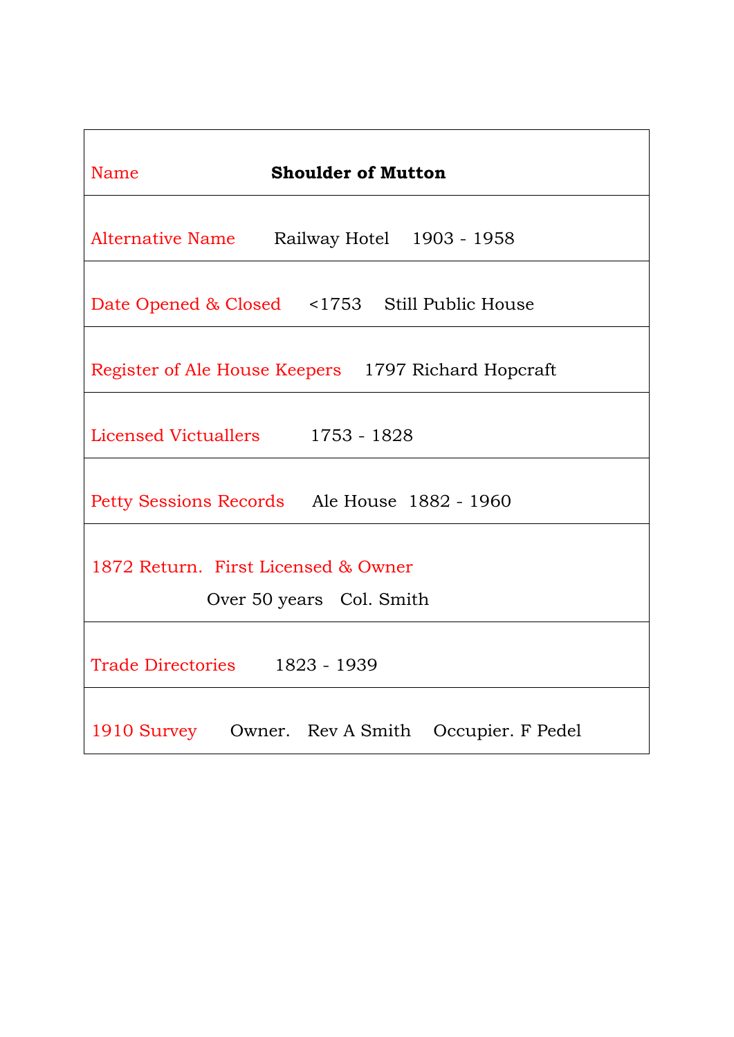| Name | **Shoulder of Mutton** |
| --- | --- |
| Alternative Name | Railway Hotel 1903 - 1958 |
| Date Opened & Closed | <1753 Still Public House |
| Register of Ale House Keepers | 1797 Richard Hopcraft |
| Licensed Victuallers | 1753 - 1828 |
| Petty Sessions Records | Ale House 1882 - 1960 |
| 1872 Return. First Licensed & Owner | Over 50 years Col. Smith |
| Trade Directories | 1823 - 1939 |
| 1910 Survey | Owner. Rev A Smith Occupier. F Pedel |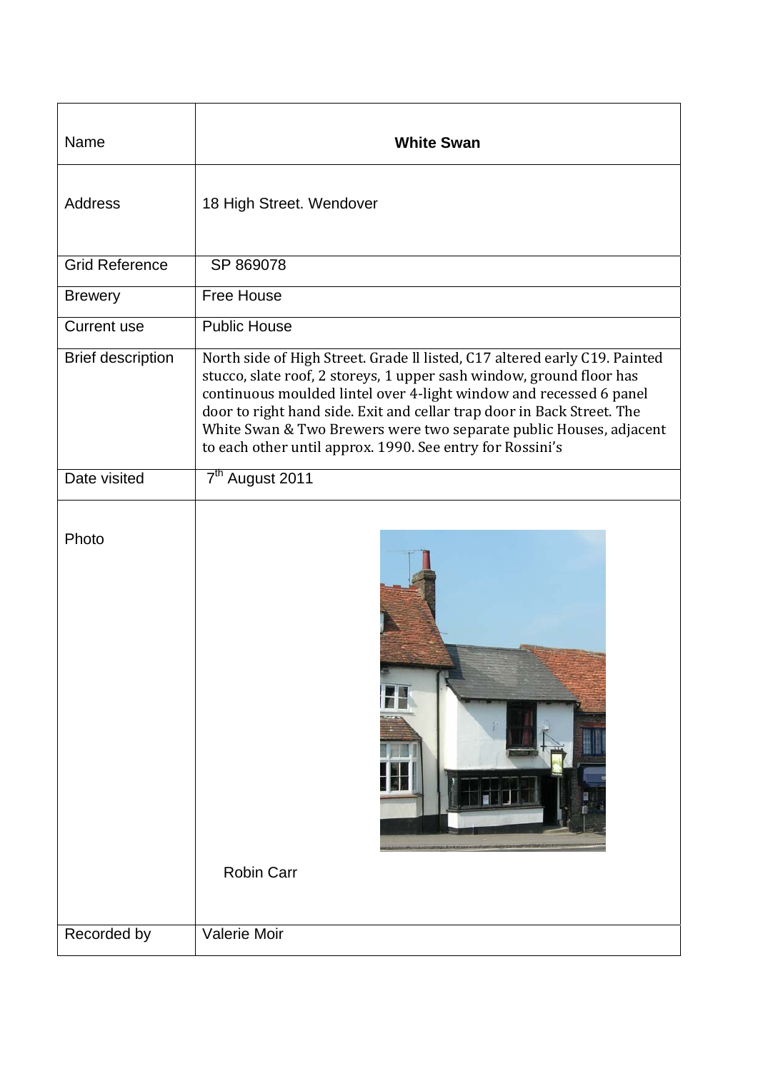| Name | **White Swan** |
|---|---|
| Address | 18 High Street. Wendover |
| Grid Reference | SP 869078 |
| Brewery | Free House |
| Current use | Public House |
| Brief description | North side of High Street. Grade ll listed, C17 altered early C19. Painted stucco, slate roof, 2 storeys, 1 upper sash window, ground floor has continuous moulded lintel over 4-light window and recessed 6 panel door to right hand side. Exit and cellar trap door in Back Street. The White Swan & Two Brewers were two separate public Houses, adjacent to each other until approx. 1990. See entry for Rossini's |
| Date visited | 7th August 2011 |
| Photo | Robin Carr |
| Recorded by | Valerie Moir |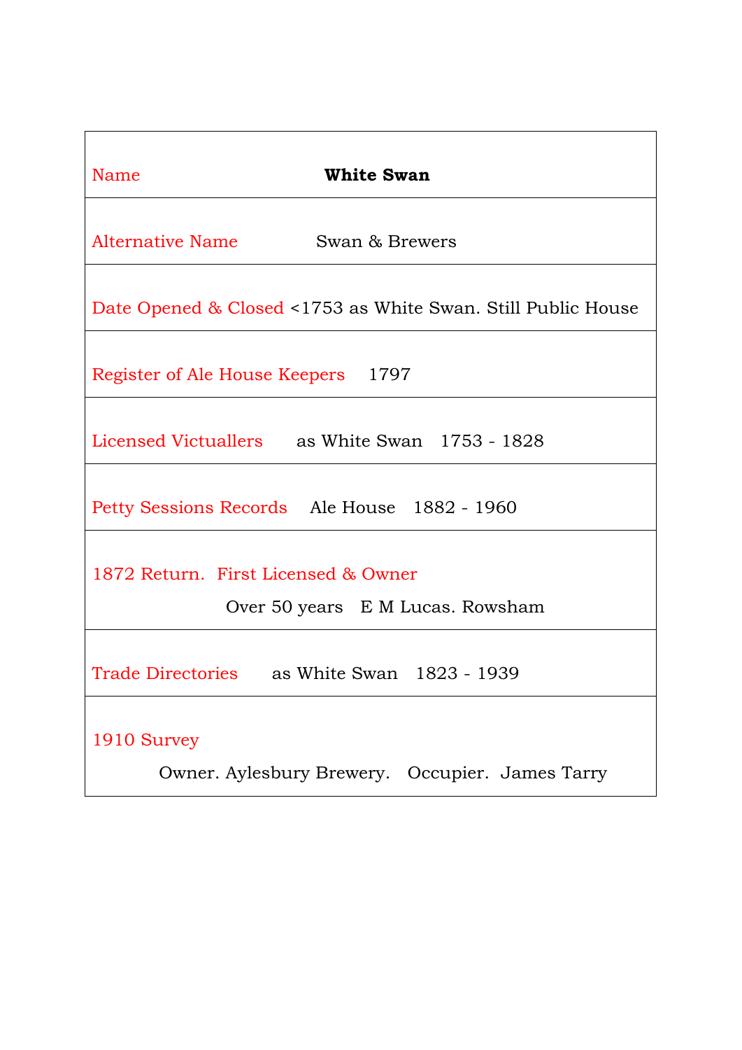| Name | **White Swan** |
|---|---|
| Alternative Name | Swan & Brewers |
| Date Opened & Closed | <1753 as White Swan. Still Public House |
| Register of Ale House Keepers | 1797 |
| Licensed Victuallers | as White Swan 1753 - 1828 |
| Petty Sessions Records | Ale House 1882 - 1960 |
| 1872 Return. First Licensed & Owner | Over 50 years E M Lucas. Rowsham |
| Trade Directories | as White Swan 1823 - 1939 |
| 1910 Survey | Owner. Aylesbury Brewery. Occupier. James Tarry |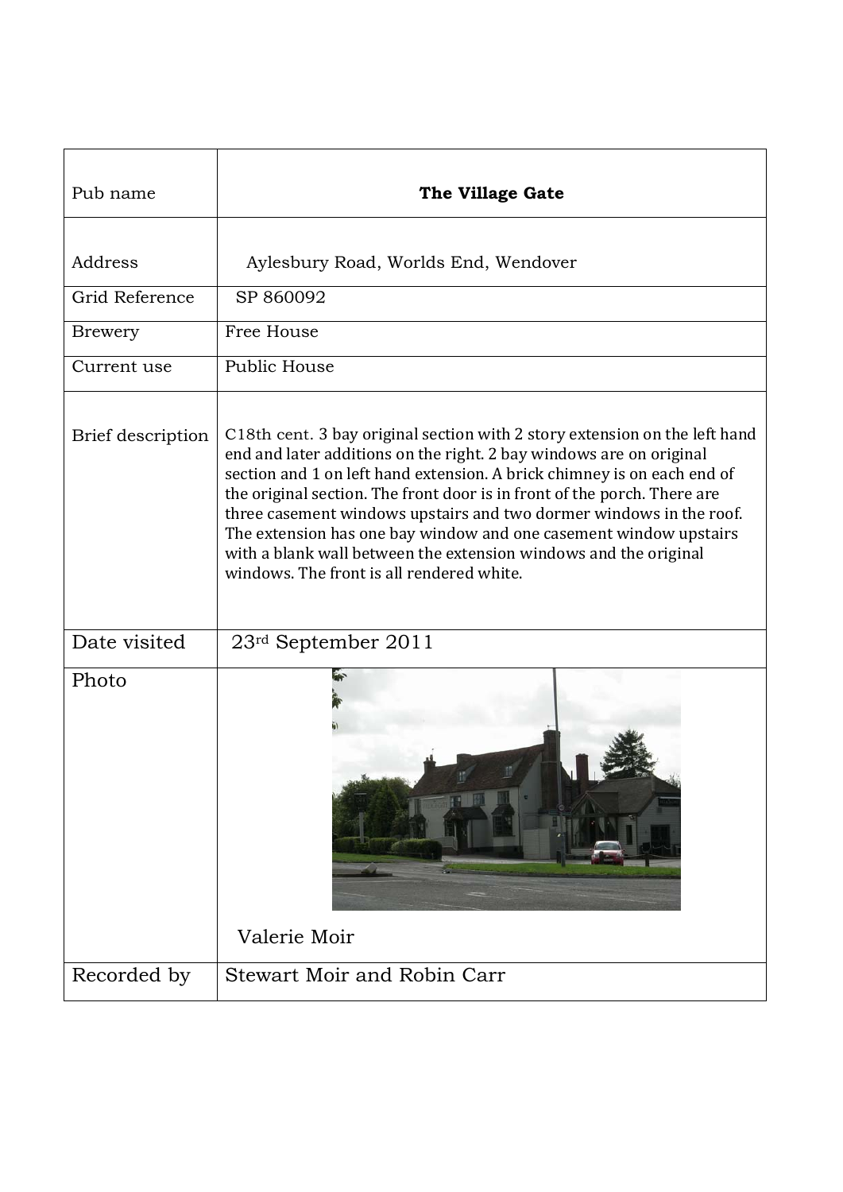| Pub name | **The Village Gate** |
|---|---|
| Address | Aylesbury Road, Worlds End, Wendover |
| Grid Reference | SP 860092 |
| Brewery | Free House |
| Current use | Public House |
| Brief description | C18th cent. 3 bay original section with 2 story extension on the left hand end and later additions on the right. 2 bay windows are on original section and 1 on left hand extension. A brick chimney is on each end of the original section. The front door is in front of the porch. There are three casement windows upstairs and two dormer windows in the roof. The extension has one bay window and one casement window upstairs with a blank wall between the extension windows and the original windows. The front is all rendered white. |
| Date visited | 23rd September 2011 |
| Photo | Valerie Moir |
| Recorded by | Stewart Moir and Robin Carr |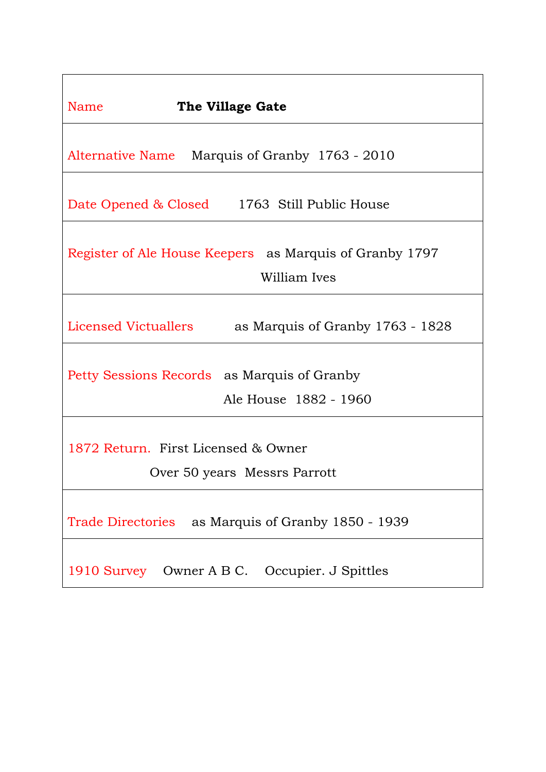| Name | **The Village Gate** |
| --- | --- |
| Alternative Name | Marquis of Granby 1763 - 2010 |
| Date Opened & Closed | 1763 Still Public House |
| Register of Ale House Keepers | as Marquis of Granby 1797<br>William Ives |
| Licensed Victuallers | as Marquis of Granby 1763 - 1828 |
| Petty Sessions Records | as Marquis of Granby<br>Ale House 1882 - 1960 |
| 1872 Return. | First Licensed & Owner<br>Over 50 years Messrs Parrott |
| Trade Directories | as Marquis of Granby 1850 - 1939 |
| 1910 Survey | Owner A B C. Occupier. J Spittles |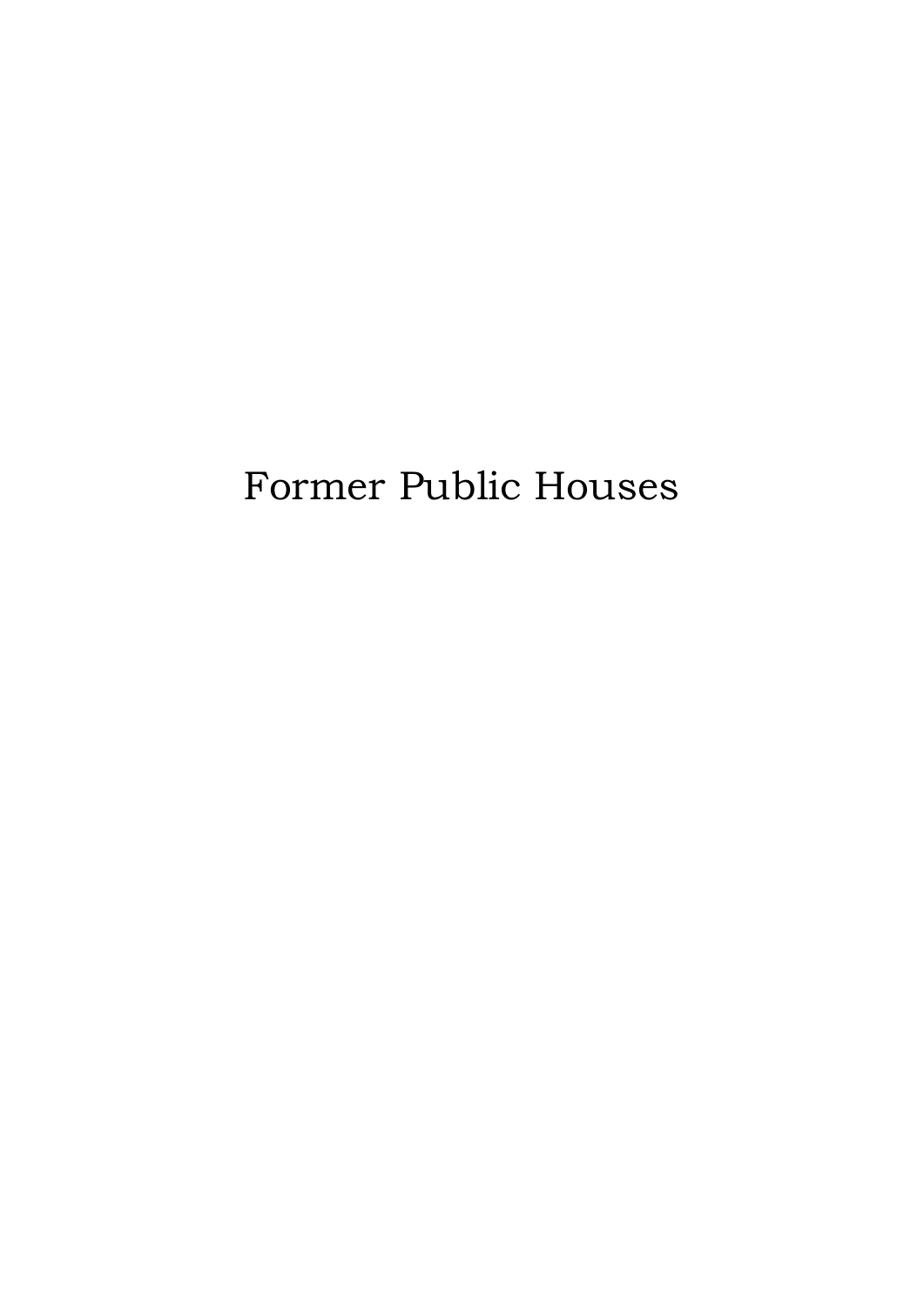# Former Public Houses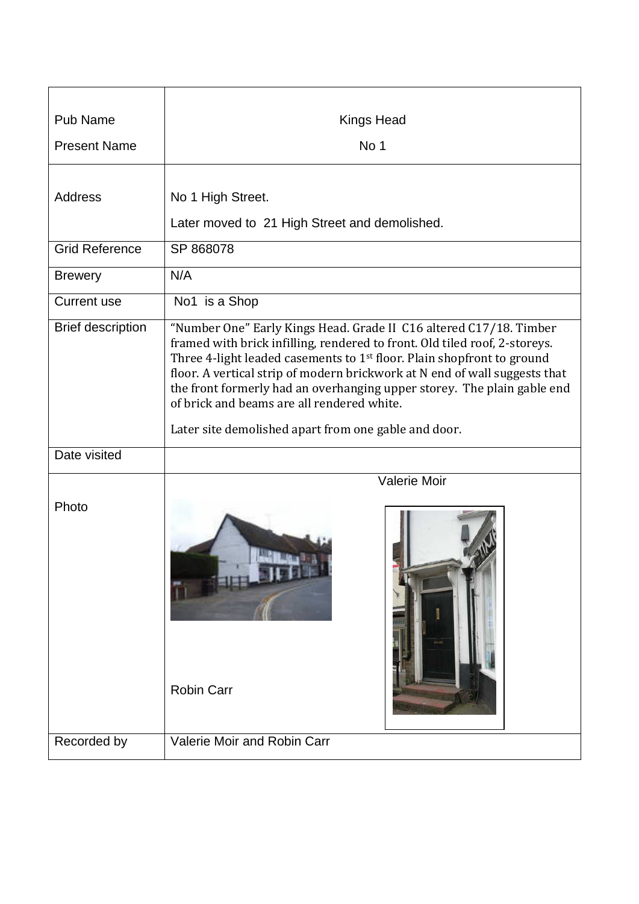| Pub Name<br><br>Present Name | Kings Head<br><br>No 1 |
|---|---|
| Address | No 1 High Street.<br><br>Later moved to 21 High Street and demolished. |
| Grid Reference | SP 868078 |
| Brewery | N/A |
| Current use | No1 is a Shop |
| Brief description | "Number One" Early Kings Head. Grade II C16 altered C17/18. Timber framed with brick infilling, rendered to front. Old tiled roof, 2-storeys. Three 4-light leaded casements to 1st floor. Plain shopfront to ground floor. A vertical strip of modern brickwork at N end of wall suggests that the front formerly had an overhanging upper storey. The plain gable end of brick and beams are all rendered white.<br><br>Later site demolished apart from one gable and door. |
| Date visited | |
| Photo | Valerie Moir<br><br>Robin Carr |
| Recorded by | Valerie Moir and Robin Carr |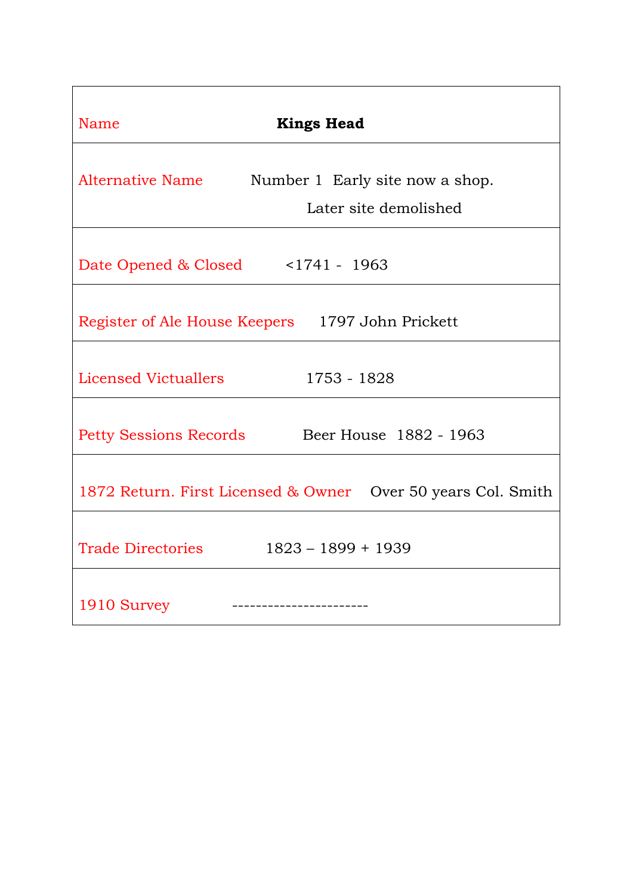| Name | **Kings Head** |
|---|---|
| Alternative Name | Number 1 Early site now a shop.<br>Later site demolished |
| Date Opened & Closed | <1741 - 1963 |
| Register of Ale House Keepers | 1797 John Prickett |
| Licensed Victuallers | 1753 - 1828 |
| Petty Sessions Records | Beer House 1882 - 1963 |
| 1872 Return. First Licensed & Owner | Over 50 years Col. Smith |
| Trade Directories | 1823 – 1899 + 1939 |
| 1910 Survey | ----------------------- |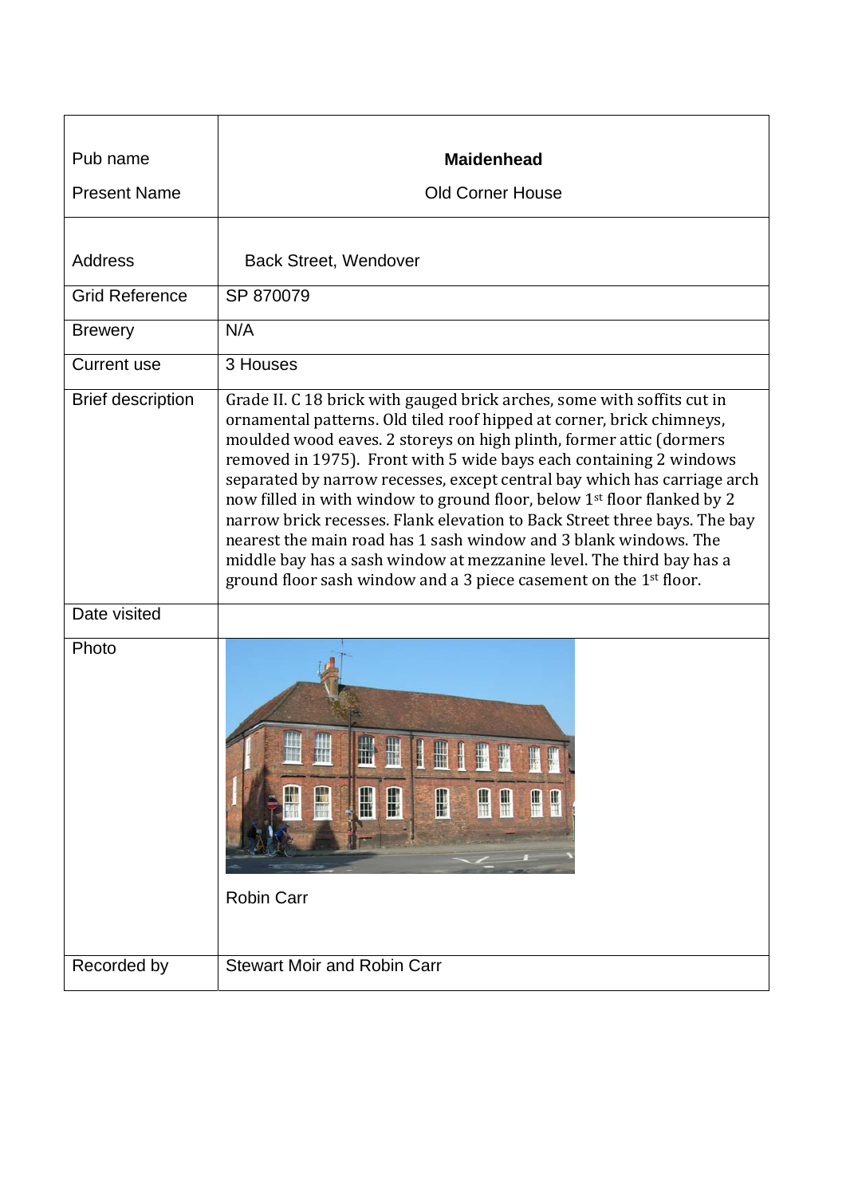| Pub name<br>Present Name | **Maidenhead**<br>Old Corner House |
|---|---|
| Address | Back Street, Wendover |
| Grid Reference | SP 870079 |
| Brewery | N/A |
| Current use | 3 Houses |
| Brief description | Grade II. C 18 brick with gauged brick arches, some with soffits cut in ornamental patterns. Old tiled roof hipped at corner, brick chimneys, moulded wood eaves. 2 storeys on high plinth, former attic (dormers removed in 1975). Front with 5 wide bays each containing 2 windows separated by narrow recesses, except central bay which has carriage arch now filled in with window to ground floor, below 1st floor flanked by 2 narrow brick recesses. Flank elevation to Back Street three bays. The bay nearest the main road has 1 sash window and 3 blank windows. The middle bay has a sash window at mezzanine level. The third bay has a ground floor sash window and a 3 piece casement on the 1st floor. |
| Date visited | |
| Photo | Robin Carr |
| Recorded by | Stewart Moir and Robin Carr |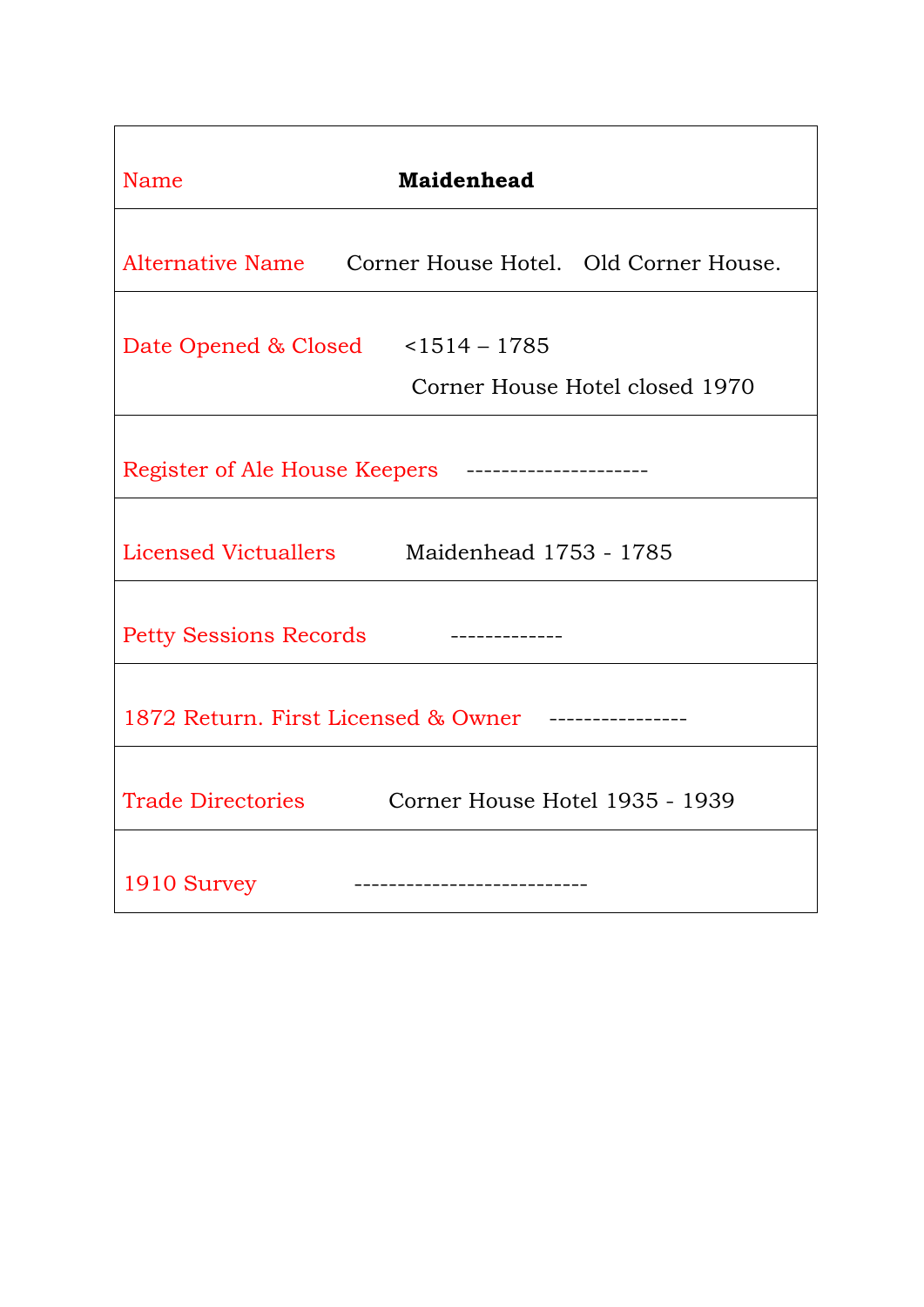| Name | **Maidenhead** |
| --- | --- |
| Alternative Name | Corner House Hotel. Old Corner House. |
| Date Opened & Closed | <1514 – 1785<br>Corner House Hotel closed 1970 |
| Register of Ale House Keepers | --------------------- |
| Licensed Victuallers | Maidenhead 1753 - 1785 |
| Petty Sessions Records | ------------- |
| 1872 Return. First Licensed & Owner | ---------------- |
| Trade Directories | Corner House Hotel 1935 - 1939 |
| 1910 Survey | --------------------------- |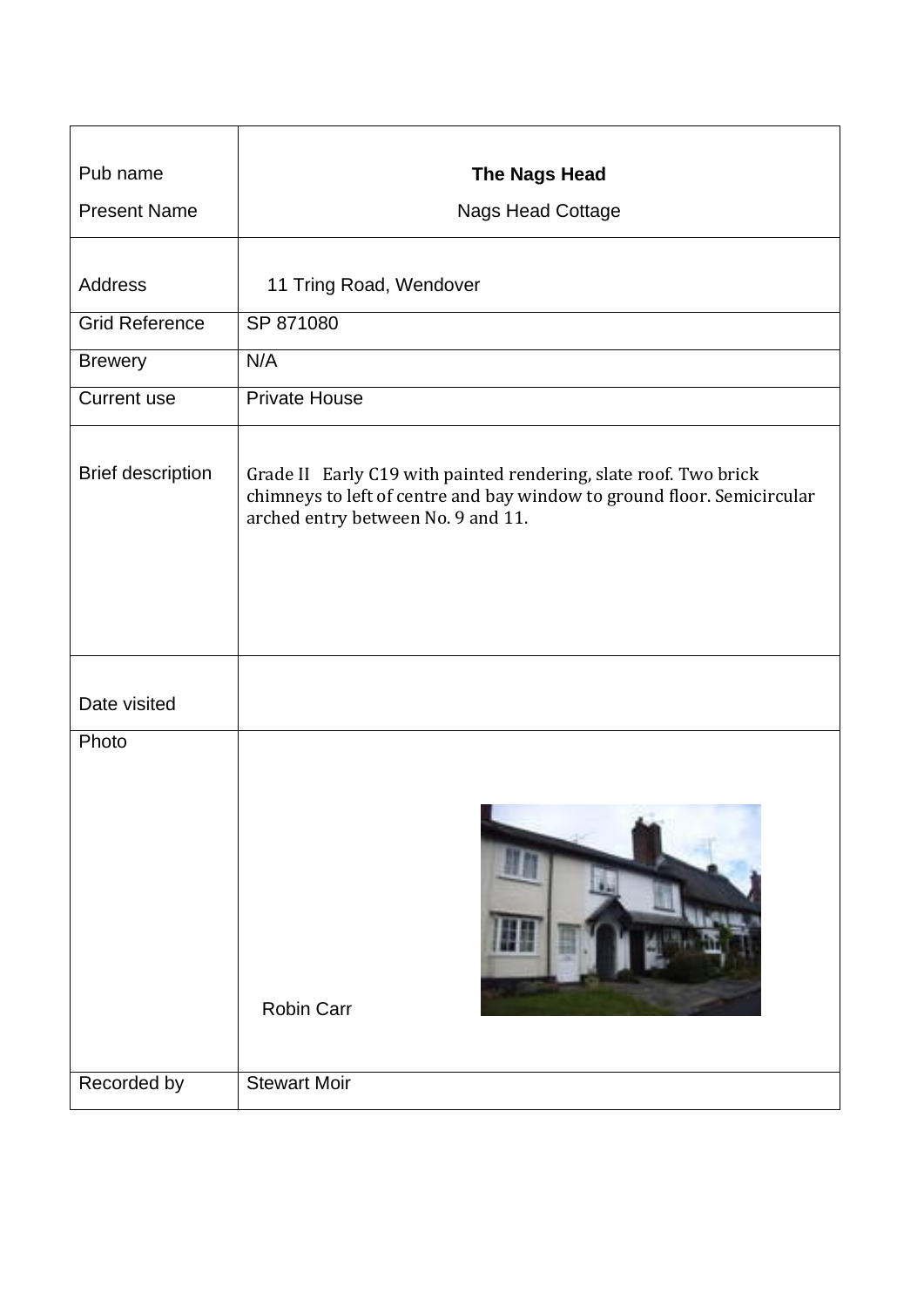| Pub name<br>Present Name | **The Nags Head**<br>Nags Head Cottage |
| --- | --- |
| Address | 11 Tring Road, Wendover |
| Grid Reference | SP 871080 |
| Brewery | N/A |
| Current use | Private House |
| Brief description | Grade II Early C19 with painted rendering, slate roof. Two brick chimneys to left of centre and bay window to ground floor. Semicircular arched entry between No. 9 and 11. |
| Date visited | |
| Photo | Robin Carr |
| Recorded by | Stewart Moir |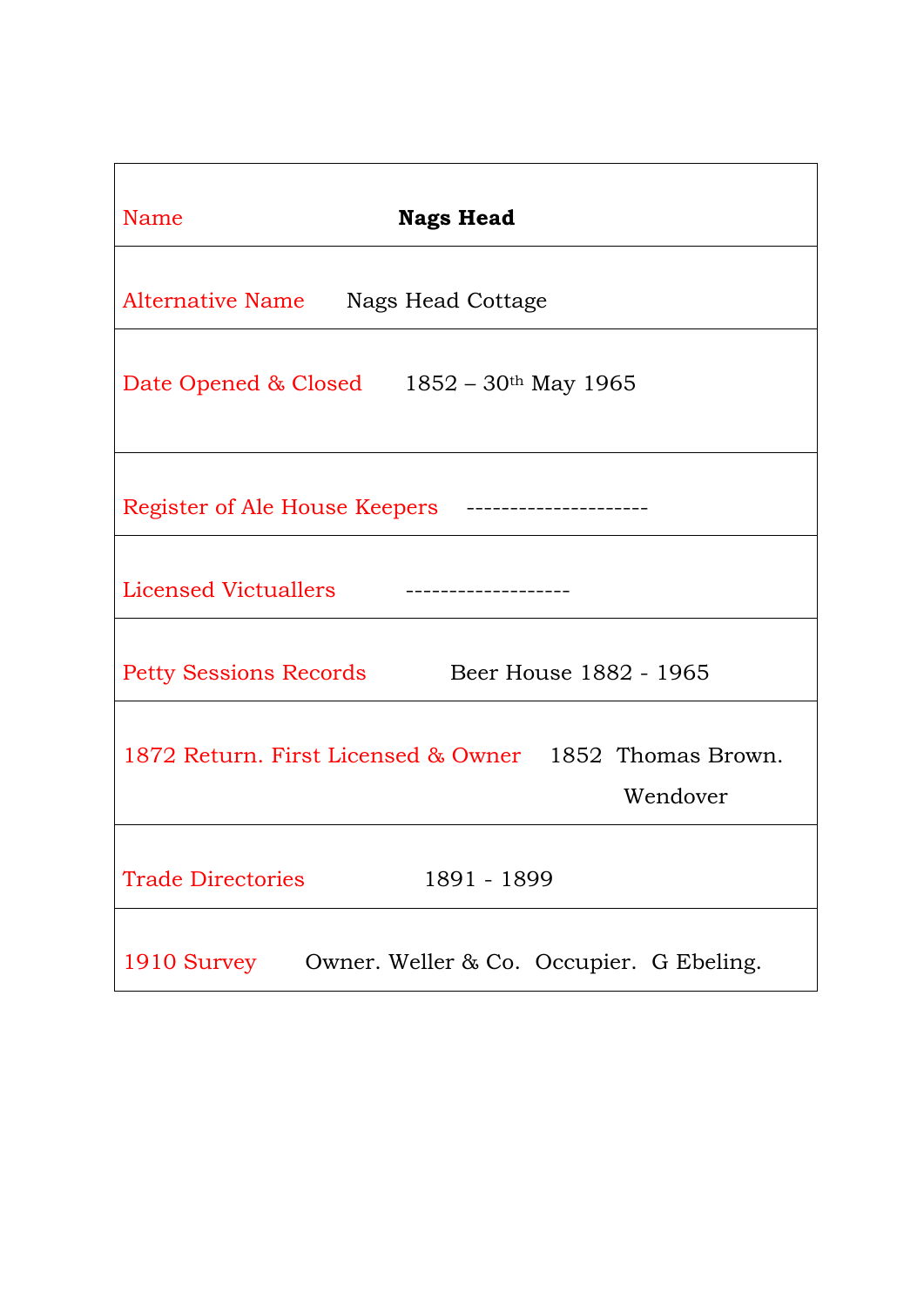| Name | **Nags Head** |
| --- | --- |
| Alternative Name | Nags Head Cottage |
| Date Opened & Closed | 1852 – 30th May 1965 |
| Register of Ale House Keepers | --------------------- |
| Licensed Victuallers | ------------------- |
| Petty Sessions Records | Beer House 1882 - 1965 |
| 1872 Return. First Licensed & Owner | 1852 Thomas Brown. Wendover |
| Trade Directories | 1891 - 1899 |
| 1910 Survey | Owner. Weller & Co. Occupier. G Ebeling. |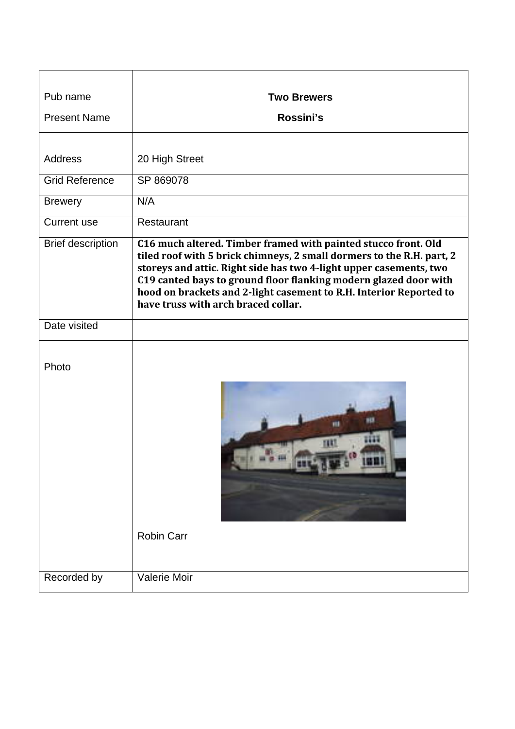| Pub name<br>Present Name | **Two Brewers**<br>**Rossini's** |
|---|---|
| Address | 20 High Street |
| Grid Reference | SP 869078 |
| Brewery | N/A |
| Current use | Restaurant |
| Brief description | **C16 much altered. Timber framed with painted stucco front. Old tiled roof with 5 brick chimneys, 2 small dormers to the R.H. part, 2 storeys and attic. Right side has two 4-light upper casements, two C19 canted bays to ground floor flanking modern glazed door with hood on brackets and 2-light casement to R.H. Interior Reported to have truss with arch braced collar.** |
| Date visited | |
| Photo | Robin Carr |
| Recorded by | Valerie Moir |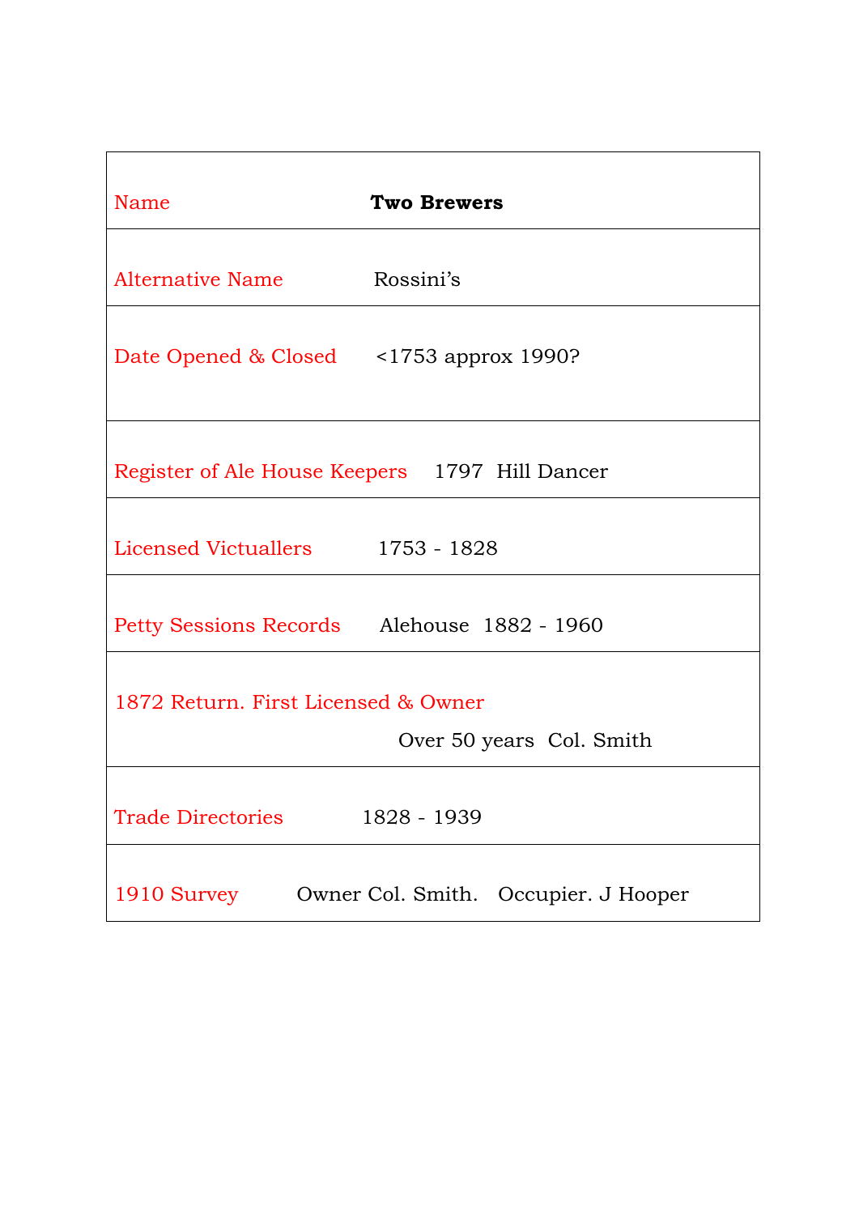| Name | **Two Brewers** |
| --- | --- |
| Alternative Name | Rossini's |
| Date Opened & Closed | <1753 approx 1990? |
| Register of Ale House Keepers | 1797 Hill Dancer |
| Licensed Victuallers | 1753 - 1828 |
| Petty Sessions Records | Alehouse 1882 - 1960 |
| 1872 Return. First Licensed & Owner | Over 50 years Col. Smith |
| Trade Directories | 1828 - 1939 |
| 1910 Survey | Owner Col. Smith. Occupier. J Hooper |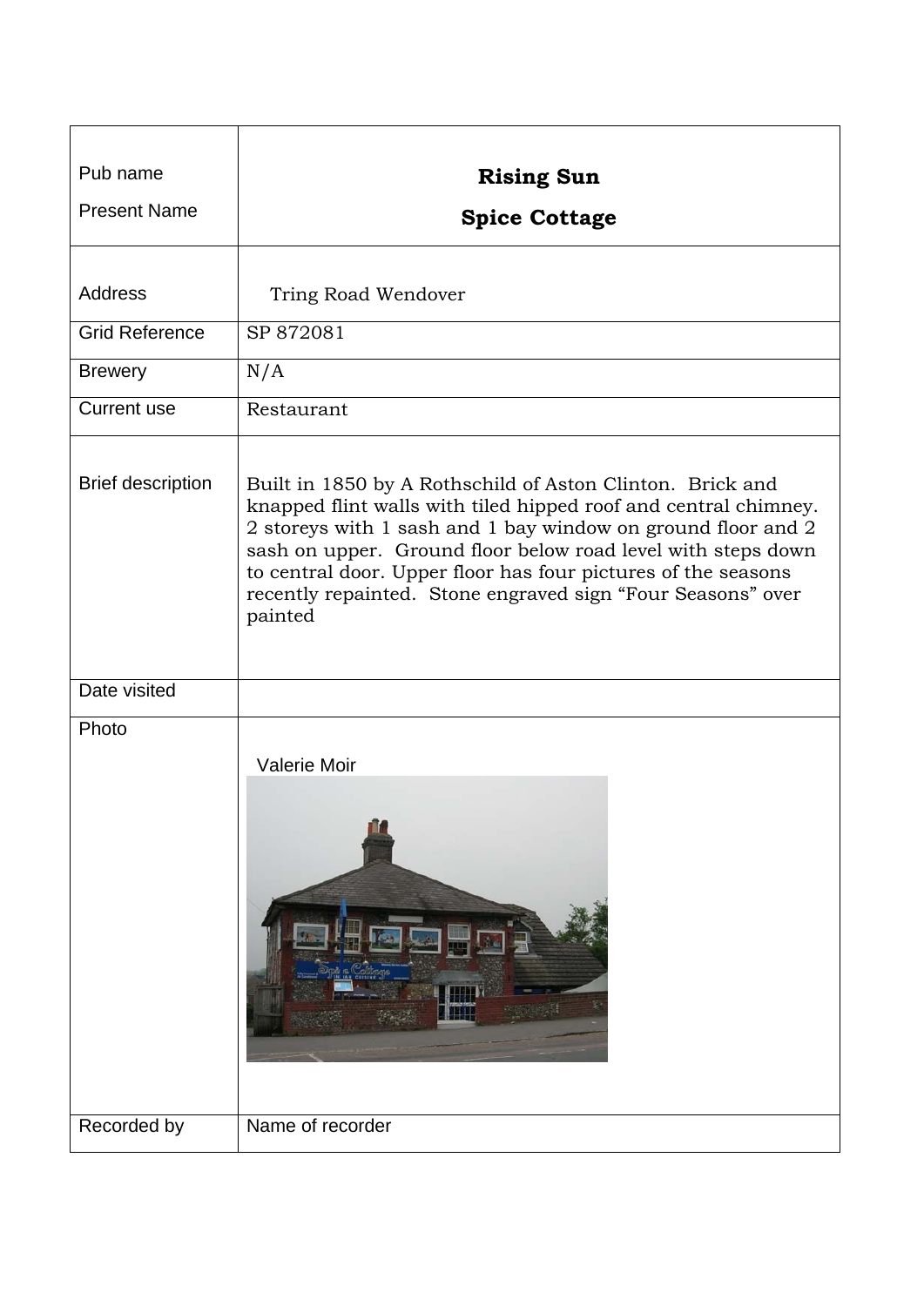| | |
|---|---|
| Pub name<br><br>Present Name | **Rising Sun**<br><br>**Spice Cottage** |
| Address | Tring Road Wendover |
| Grid Reference | SP 872081 |
| Brewery | N/A |
| Current use | Restaurant |
| Brief description | Built in 1850 by A Rothschild of Aston Clinton. Brick and knapped flint walls with tiled hipped roof and central chimney. 2 storeys with 1 sash and 1 bay window on ground floor and 2 sash on upper. Ground floor below road level with steps down to central door. Upper floor has four pictures of the seasons recently repainted. Stone engraved sign "Four Seasons" over painted |
| Date visited | |
| Photo | Valerie Moir |
| Recorded by | Name of recorder |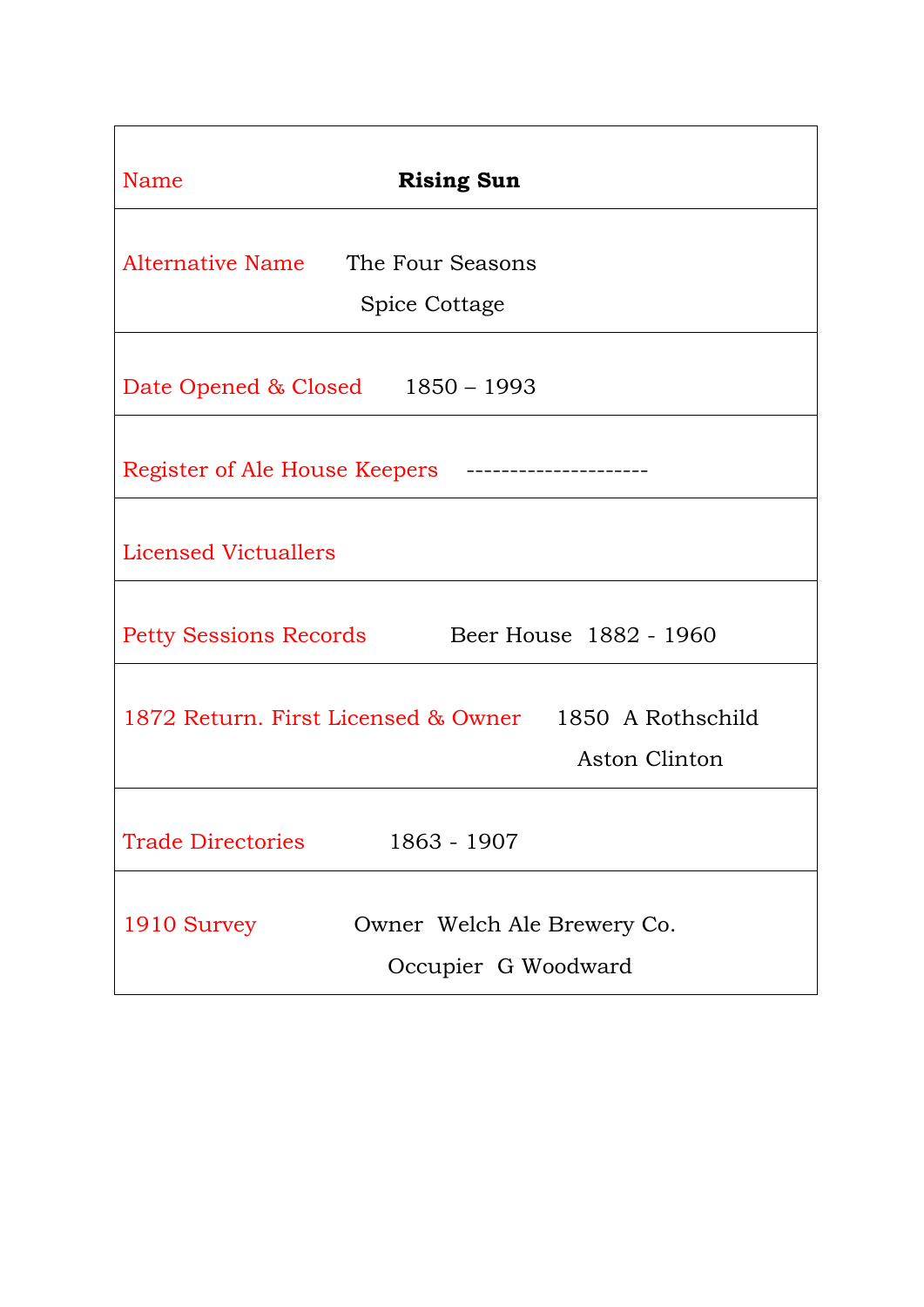| Name | **Rising Sun** |
|---|---|
| Alternative Name | The Four Seasons<br>Spice Cottage |
| Date Opened & Closed | 1850 – 1993 |
| Register of Ale House Keepers | --------------------- |
| Licensed Victuallers | |
| Petty Sessions Records | Beer House 1882 - 1960 |
| 1872 Return. First Licensed & Owner | 1850 A Rothschild<br>Aston Clinton |
| Trade Directories | 1863 - 1907 |
| 1910 Survey | Owner Welch Ale Brewery Co.<br>Occupier G Woodward |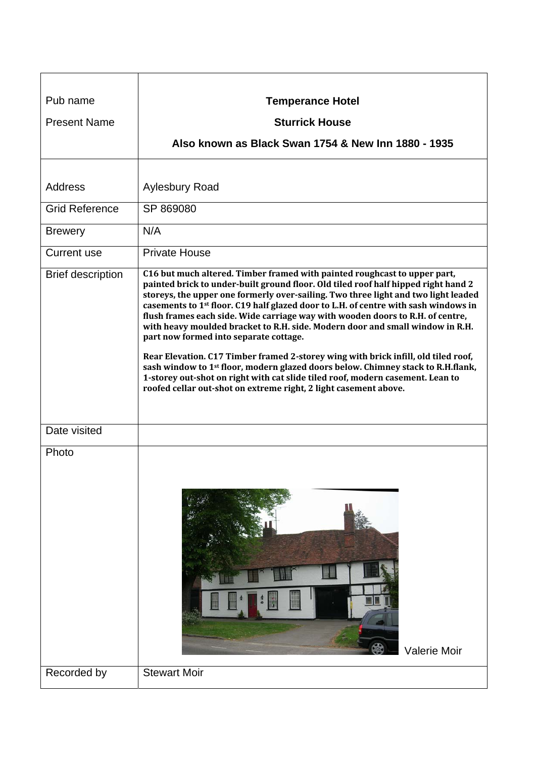| Pub name | **Temperance Hotel** |
| --- | --- |
| Present Name | **Sturrick House** |
| | **Also known as Black Swan 1754 & New Inn 1880 - 1935** |
| Address | Aylesbury Road |
| Grid Reference | SP 869080 |
| Brewery | N/A |
| Current use | Private House |
| Brief description | **C16 but much altered. Timber framed with painted roughcast to upper part, painted brick to under-built ground floor. Old tiled roof half hipped right hand 2 storeys, the upper one formerly over-sailing. Two three light and two light leaded casements to 1st floor. C19 half glazed door to L.H. of centre with sash windows in flush frames each side. Wide carriage way with wooden doors to R.H. of centre, with heavy moulded bracket to R.H. side. Modern door and small window in R.H. part now formed into separate cottage.**<br><br>**Rear Elevation. C17 Timber framed 2-storey wing with brick infill, old tiled roof, sash window to 1st floor, modern glazed doors below. Chimney stack to R.H.flank, 1-storey out-shot on right with cat slide tiled roof, modern casement. Lean to roofed cellar out-shot on extreme right, 2 light casement above.** |
| Date visited | |
| Photo | Valerie Moir |
| Recorded by | Stewart Moir |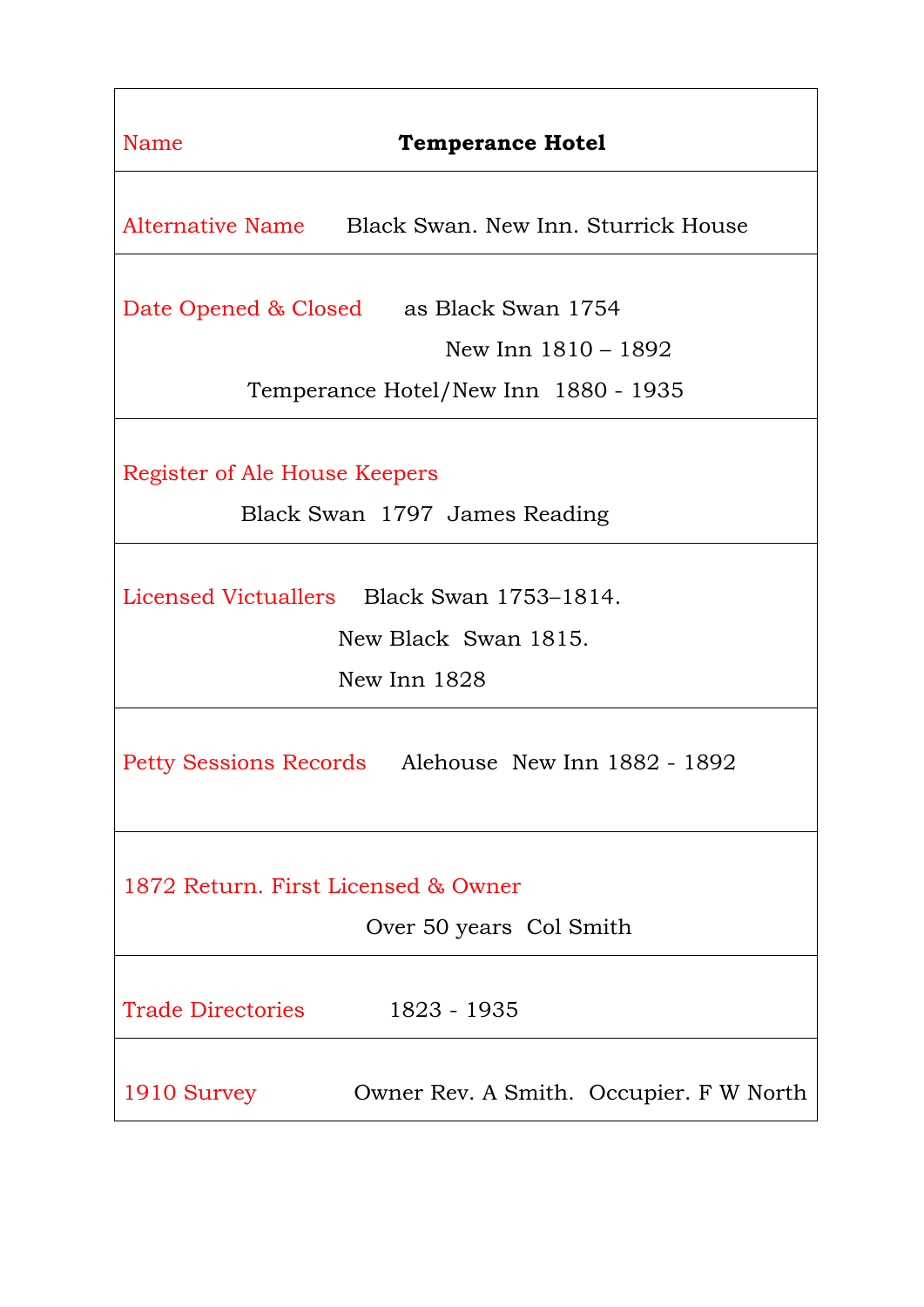| Name | **Temperance Hotel** |
|---|---|
| Alternative Name | Black Swan. New Inn. Sturrick House |
| Date Opened & Closed | as Black Swan 1754<br>New Inn 1810 – 1892<br>Temperance Hotel/New Inn 1880 - 1935 |
| Register of Ale House Keepers | Black Swan 1797 James Reading |
| Licensed Victuallers | Black Swan 1753–1814.<br>New Black Swan 1815.<br>New Inn 1828 |
| Petty Sessions Records | Alehouse New Inn 1882 - 1892 |
| 1872 Return. First Licensed & Owner | Over 50 years Col Smith |
| Trade Directories | 1823 - 1935 |
| 1910 Survey | Owner Rev. A Smith. Occupier. F W North |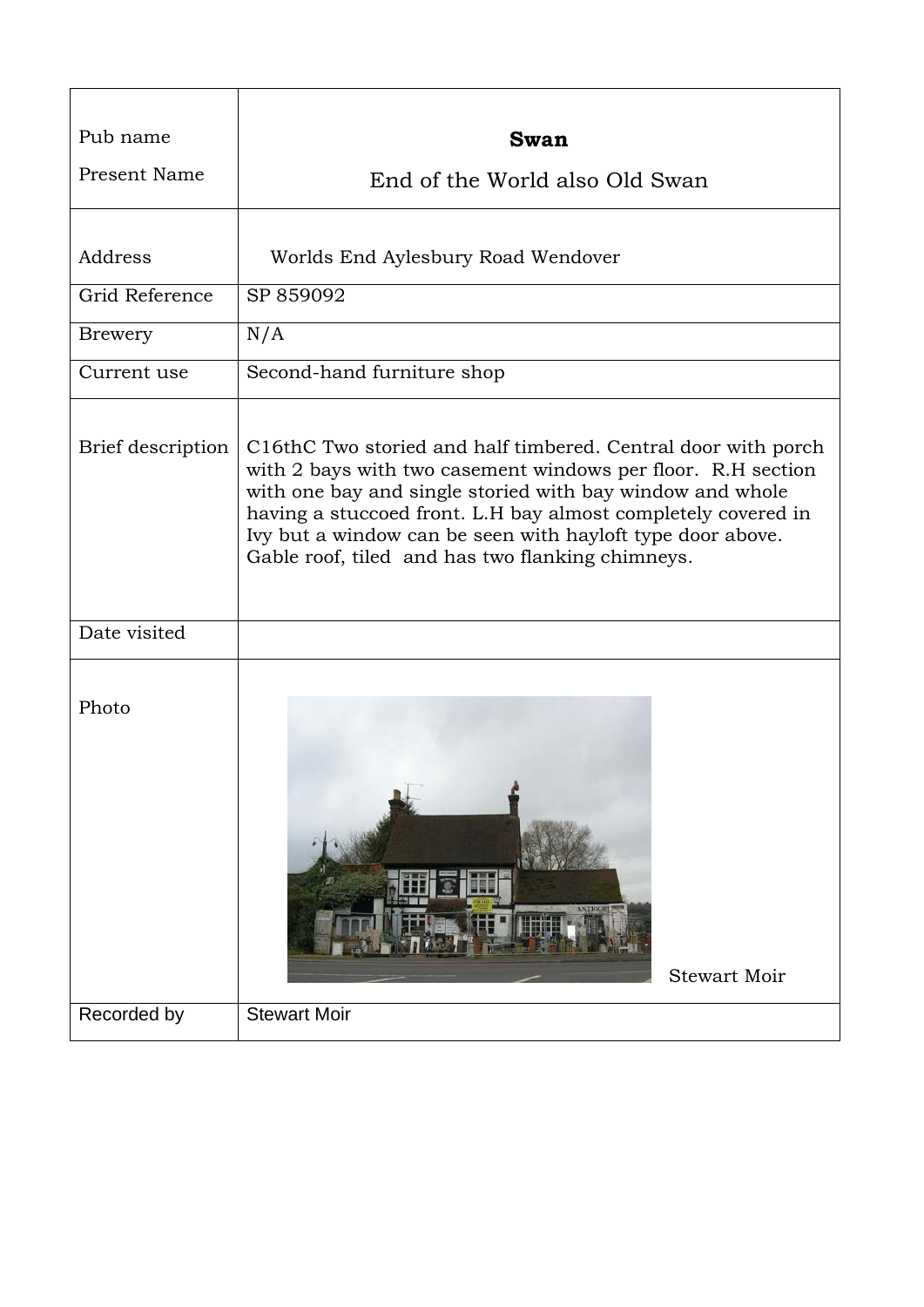| | |
|---|---|
| Pub name<br>Present Name | **Swan**<br>End of the World also Old Swan |
| Address | Worlds End Aylesbury Road Wendover |
| Grid Reference | SP 859092 |
| Brewery | N/A |
| Current use | Second-hand furniture shop |
| Brief description | C16thC Two storied and half timbered. Central door with porch with 2 bays with two casement windows per floor. R.H section with one bay and single storied with bay window and whole having a stuccoed front. L.H bay almost completely covered in Ivy but a window can be seen with hayloft type door above. Gable roof, tiled and has two flanking chimneys. |
| Date visited | |
| Photo | Stewart Moir |
| Recorded by | Stewart Moir |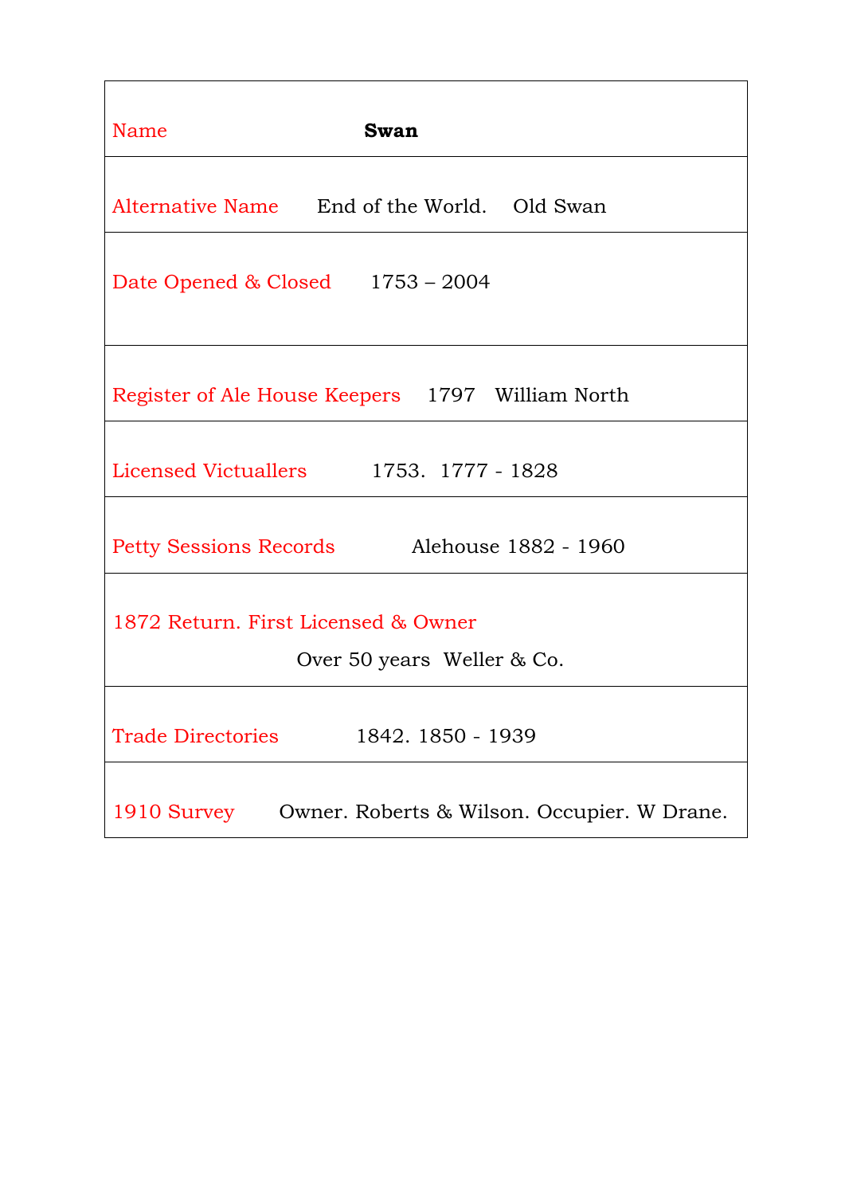| Name | **Swan** |
|---|---|
| Alternative Name | End of the World. Old Swan |
| Date Opened & Closed | 1753 – 2004 |
| Register of Ale House Keepers | 1797 William North |
| Licensed Victuallers | 1753. 1777 - 1828 |
| Petty Sessions Records | Alehouse 1882 - 1960 |
| 1872 Return. First Licensed & Owner | Over 50 years Weller & Co. |
| Trade Directories | 1842. 1850 - 1939 |
| 1910 Survey | Owner. Roberts & Wilson. Occupier. W Drane. |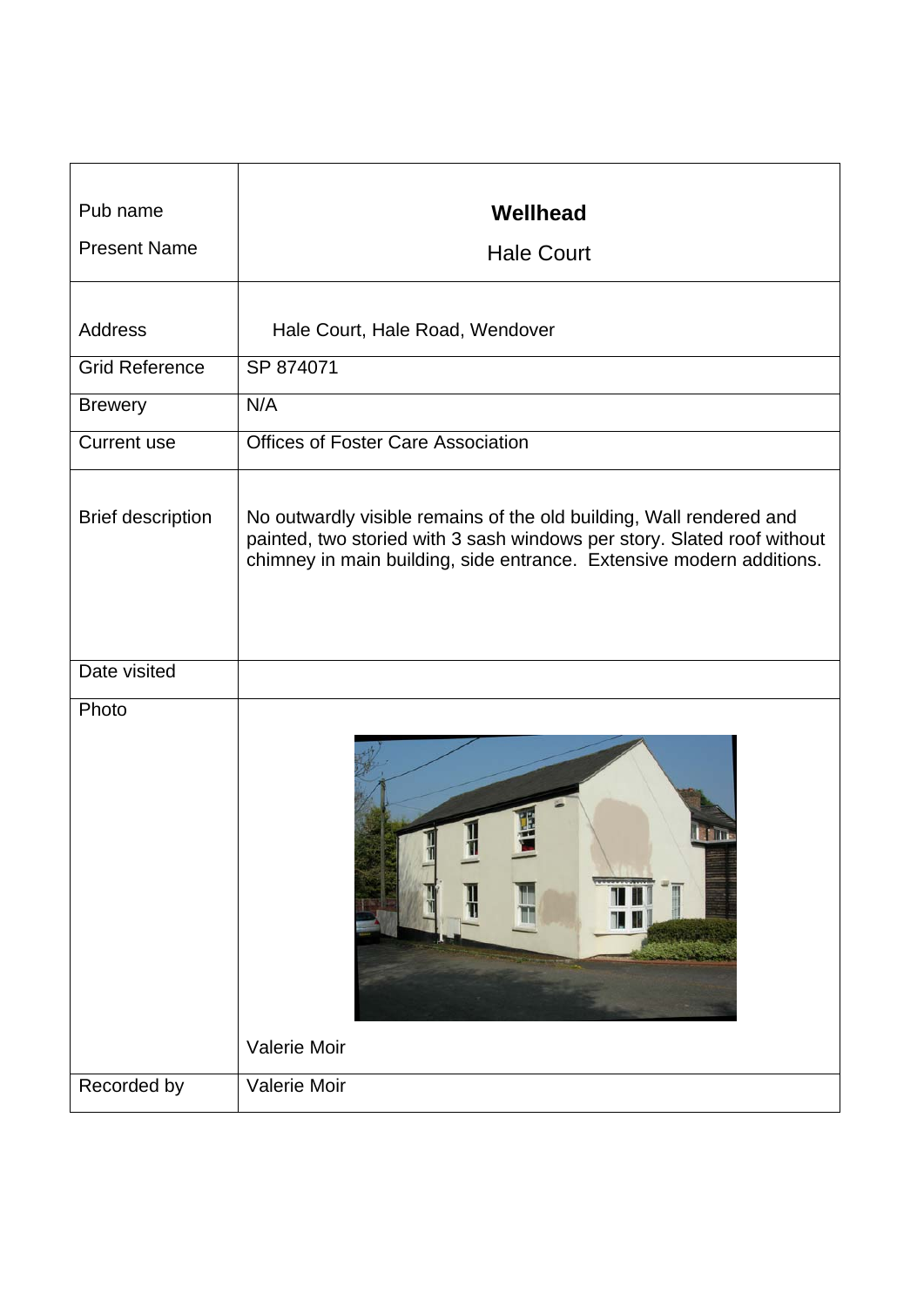| Pub name<br>Present Name | **Wellhead**<br>Hale Court |
|---|---|
| Address | Hale Court, Hale Road, Wendover |
| Grid Reference | SP 874071 |
| Brewery | N/A |
| Current use | Offices of Foster Care Association |
| Brief description | No outwardly visible remains of the old building, Wall rendered and painted, two storied with 3 sash windows per story. Slated roof without chimney in main building, side entrance. Extensive modern additions. |
| Date visited | |
| Photo | Valerie Moir |
| Recorded by | Valerie Moir |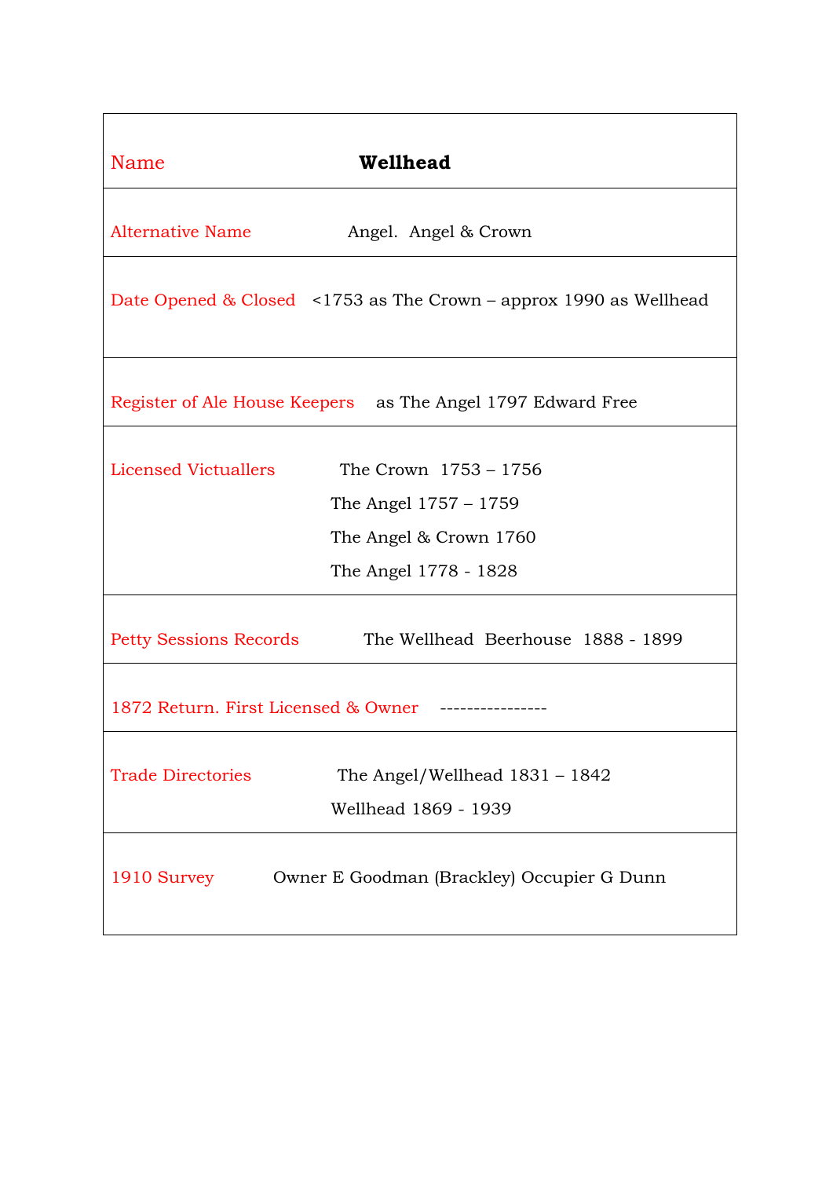| | |
|---|---|
| Name | **Wellhead** |
| Alternative Name | Angel. Angel & Crown |
| Date Opened & Closed | <1753 as The Crown – approx 1990 as Wellhead |
| Register of Ale House Keepers | as The Angel 1797 Edward Free |
| Licensed Victuallers | The Crown 1753 – 1756<br>The Angel 1757 – 1759<br>The Angel & Crown 1760<br>The Angel 1778 - 1828 |
| Petty Sessions Records | The Wellhead Beerhouse 1888 - 1899 |
| 1872 Return. First Licensed & Owner | ---------------- |
| Trade Directories | The Angel/Wellhead 1831 – 1842<br>Wellhead 1869 - 1939 |
| 1910 Survey | Owner E Goodman (Brackley) Occupier G Dunn |